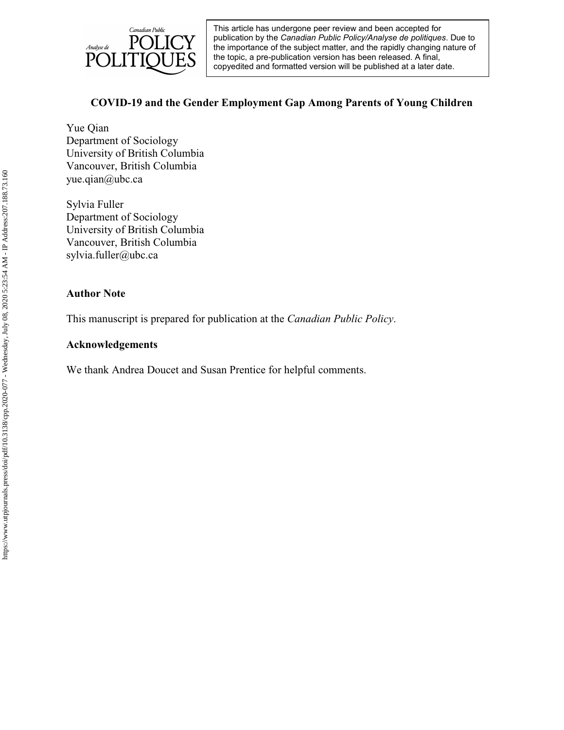This article has undergone peer review and been accepted for publication by the *Canadian Public Policy/Analyse de politiques*. Due to the importance of the subject matter, and the rapidly changing nature of the topic, a pre-publication version has been released. A final, copyedited and formatted version will be published at a later date.

# COVID-19 and the Gender Employment Gap Among Parents of Young Children

Yue Qian
Department of Sociology
University of British Columbia
Vancouver, British Columbia
yue.qian@ubc.ca

Sylvia Fuller
Department of Sociology
University of British Columbia
Vancouver, British Columbia
sylvia.fuller@ubc.ca

## Author Note

This manuscript is prepared for publication at the *Canadian Public Policy*.

## Acknowledgements

We thank Andrea Doucet and Susan Prentice for helpful comments.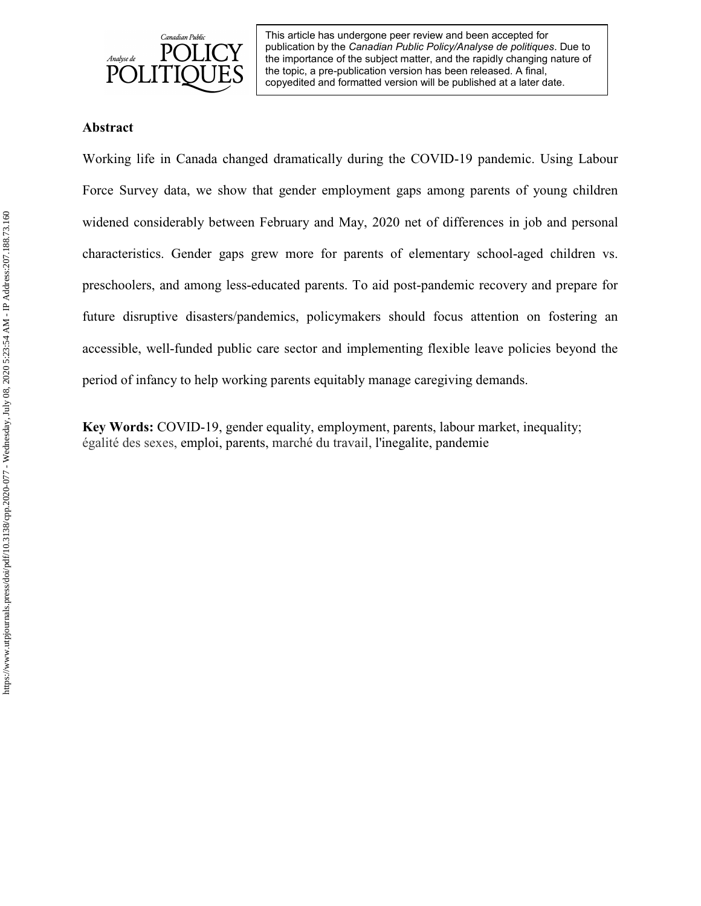## Abstract

Working life in Canada changed dramatically during the COVID-19 pandemic. Using Labour Force Survey data, we show that gender employment gaps among parents of young children widened considerably between February and May, 2020 net of differences in job and personal characteristics. Gender gaps grew more for parents of elementary school-aged children vs. preschoolers, and among less-educated parents. To aid post-pandemic recovery and prepare for future disruptive disasters/pandemics, policymakers should focus attention on fostering an accessible, well-funded public care sector and implementing flexible leave policies beyond the period of infancy to help working parents equitably manage caregiving demands.

**Key Words:** COVID-19, gender equality, employment, parents, labour market, inequality; égalité des sexes, emploi, parents, marché du travail, l'inegalite, pandemie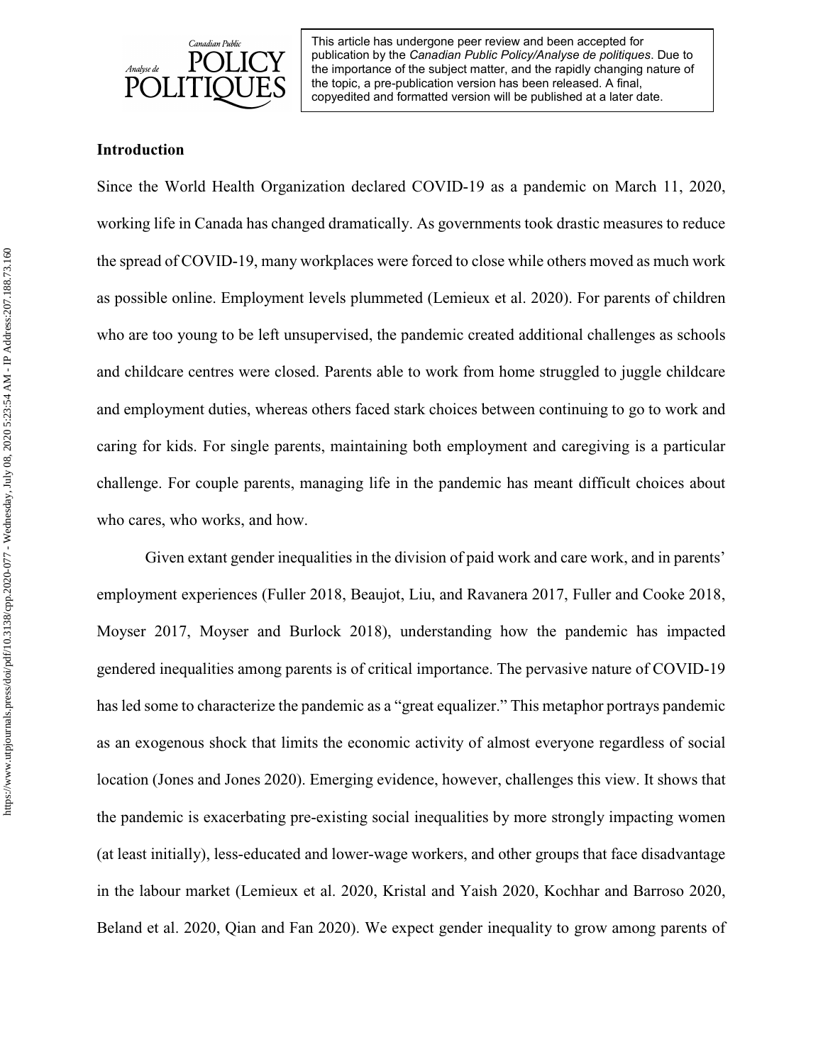## Introduction

Since the World Health Organization declared COVID-19 as a pandemic on March 11, 2020, working life in Canada has changed dramatically. As governments took drastic measures to reduce the spread of COVID-19, many workplaces were forced to close while others moved as much work as possible online. Employment levels plummeted (Lemieux et al. 2020). For parents of children who are too young to be left unsupervised, the pandemic created additional challenges as schools and childcare centres were closed. Parents able to work from home struggled to juggle childcare and employment duties, whereas others faced stark choices between continuing to go to work and caring for kids. For single parents, maintaining both employment and caregiving is a particular challenge. For couple parents, managing life in the pandemic has meant difficult choices about who cares, who works, and how.

Given extant gender inequalities in the division of paid work and care work, and in parents' employment experiences (Fuller 2018, Beaujot, Liu, and Ravanera 2017, Fuller and Cooke 2018, Moyser 2017, Moyser and Burlock 2018), understanding how the pandemic has impacted gendered inequalities among parents is of critical importance. The pervasive nature of COVID-19 has led some to characterize the pandemic as a "great equalizer." This metaphor portrays pandemic as an exogenous shock that limits the economic activity of almost everyone regardless of social location (Jones and Jones 2020). Emerging evidence, however, challenges this view. It shows that the pandemic is exacerbating pre-existing social inequalities by more strongly impacting women (at least initially), less-educated and lower-wage workers, and other groups that face disadvantage in the labour market (Lemieux et al. 2020, Kristal and Yaish 2020, Kochhar and Barroso 2020, Beland et al. 2020, Qian and Fan 2020). We expect gender inequality to grow among parents of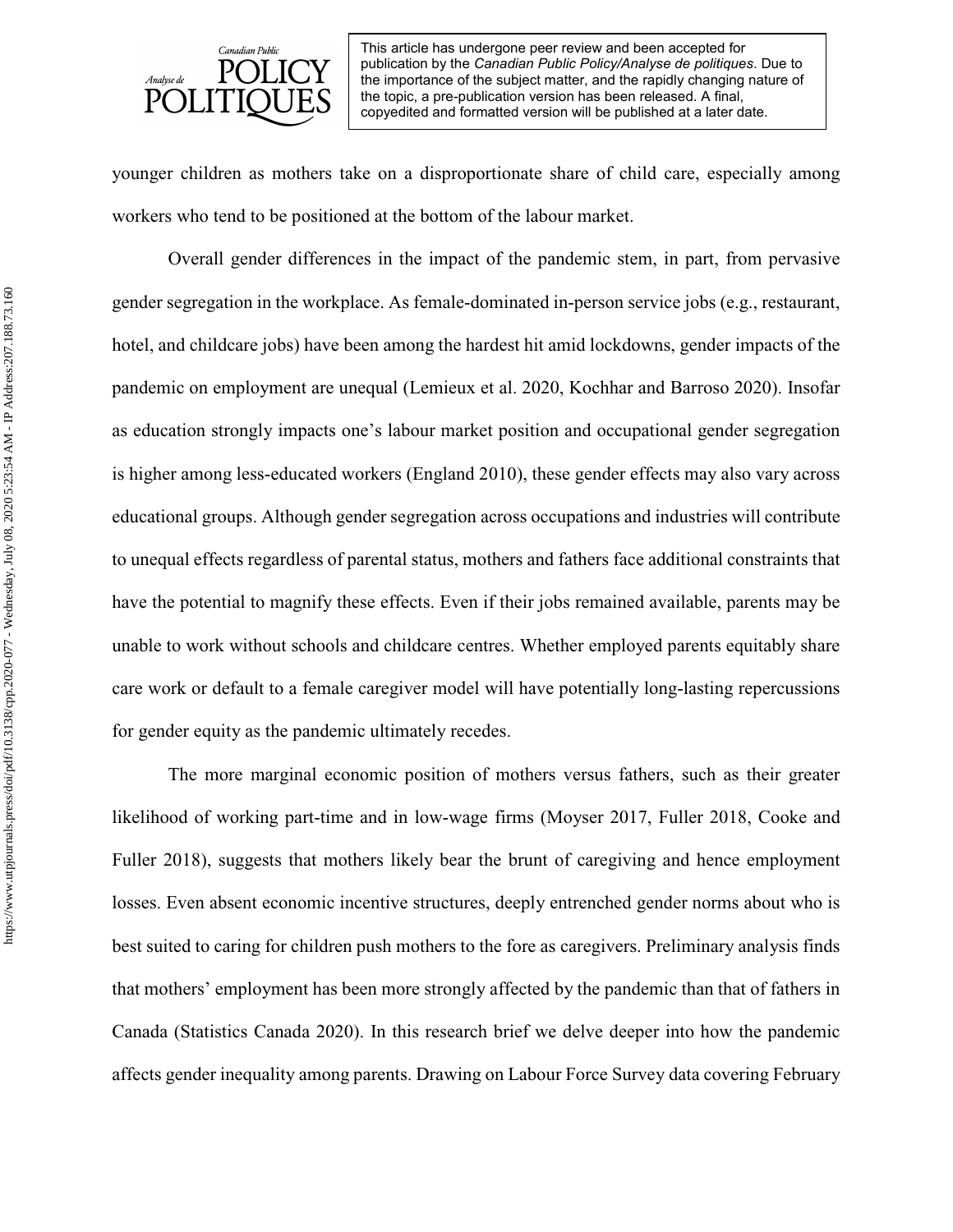younger children as mothers take on a disproportionate share of child care, especially among workers who tend to be positioned at the bottom of the labour market.

Overall gender differences in the impact of the pandemic stem, in part, from pervasive gender segregation in the workplace. As female-dominated in-person service jobs (e.g., restaurant, hotel, and childcare jobs) have been among the hardest hit amid lockdowns, gender impacts of the pandemic on employment are unequal (Lemieux et al. 2020, Kochhar and Barroso 2020). Insofar as education strongly impacts one's labour market position and occupational gender segregation is higher among less-educated workers (England 2010), these gender effects may also vary across educational groups. Although gender segregation across occupations and industries will contribute to unequal effects regardless of parental status, mothers and fathers face additional constraints that have the potential to magnify these effects. Even if their jobs remained available, parents may be unable to work without schools and childcare centres. Whether employed parents equitably share care work or default to a female caregiver model will have potentially long-lasting repercussions for gender equity as the pandemic ultimately recedes.

The more marginal economic position of mothers versus fathers, such as their greater likelihood of working part-time and in low-wage firms (Moyser 2017, Fuller 2018, Cooke and Fuller 2018), suggests that mothers likely bear the brunt of caregiving and hence employment losses. Even absent economic incentive structures, deeply entrenched gender norms about who is best suited to caring for children push mothers to the fore as caregivers. Preliminary analysis finds that mothers' employment has been more strongly affected by the pandemic than that of fathers in Canada (Statistics Canada 2020). In this research brief we delve deeper into how the pandemic affects gender inequality among parents. Drawing on Labour Force Survey data covering February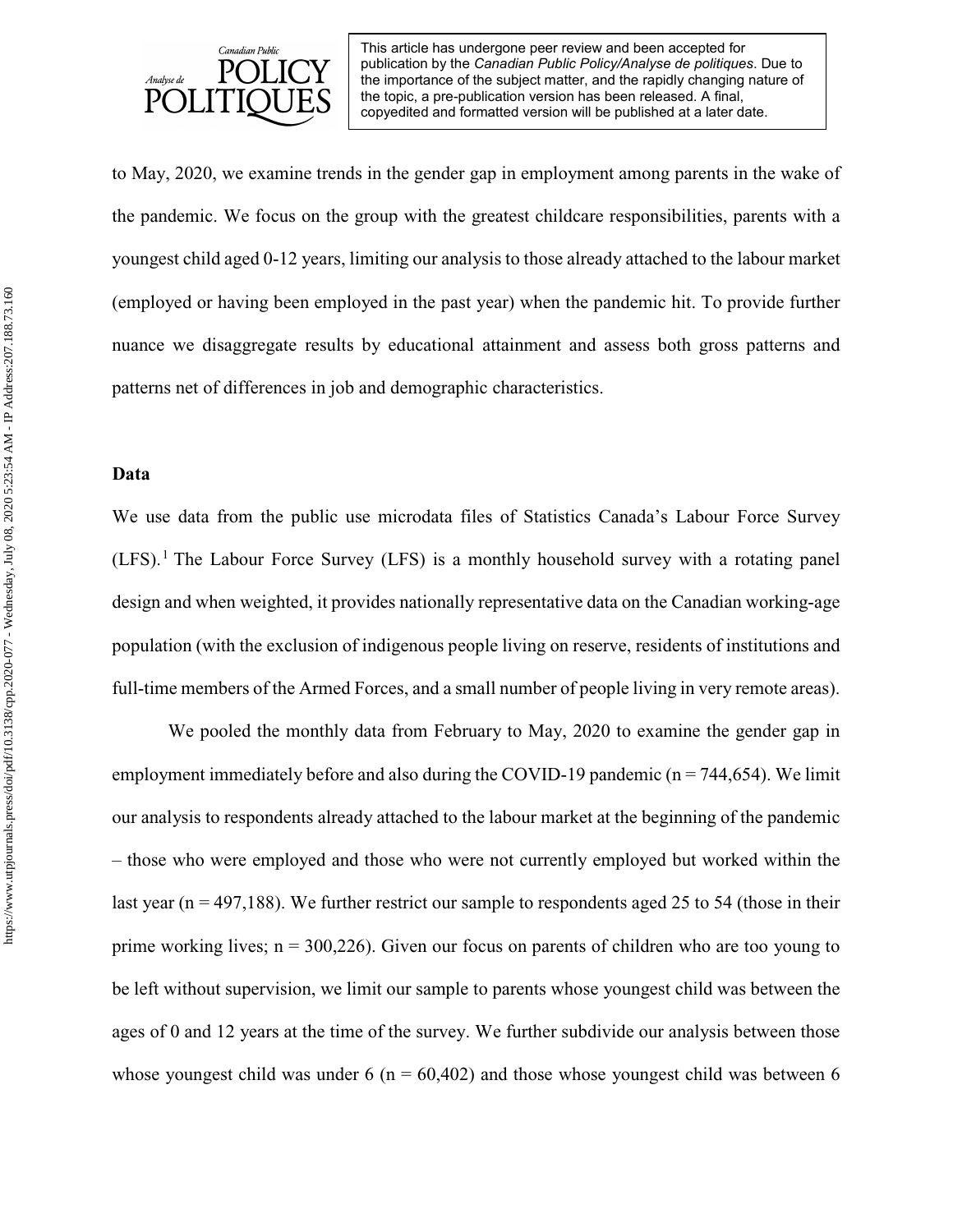to May, 2020, we examine trends in the gender gap in employment among parents in the wake of the pandemic. We focus on the group with the greatest childcare responsibilities, parents with a youngest child aged 0-12 years, limiting our analysis to those already attached to the labour market (employed or having been employed in the past year) when the pandemic hit. To provide further nuance we disaggregate results by educational attainment and assess both gross patterns and patterns net of differences in job and demographic characteristics.

## Data

We use data from the public use microdata files of Statistics Canada's Labour Force Survey (LFS).[1] The Labour Force Survey (LFS) is a monthly household survey with a rotating panel design and when weighted, it provides nationally representative data on the Canadian working-age population (with the exclusion of indigenous people living on reserve, residents of institutions and full-time members of the Armed Forces, and a small number of people living in very remote areas).

We pooled the monthly data from February to May, 2020 to examine the gender gap in employment immediately before and also during the COVID-19 pandemic (n = 744,654). We limit our analysis to respondents already attached to the labour market at the beginning of the pandemic – those who were employed and those who were not currently employed but worked within the last year (n = 497,188). We further restrict our sample to respondents aged 25 to 54 (those in their prime working lives; n = 300,226). Given our focus on parents of children who are too young to be left without supervision, we limit our sample to parents whose youngest child was between the ages of 0 and 12 years at the time of the survey. We further subdivide our analysis between those whose youngest child was under 6 (n = 60,402) and those whose youngest child was between 6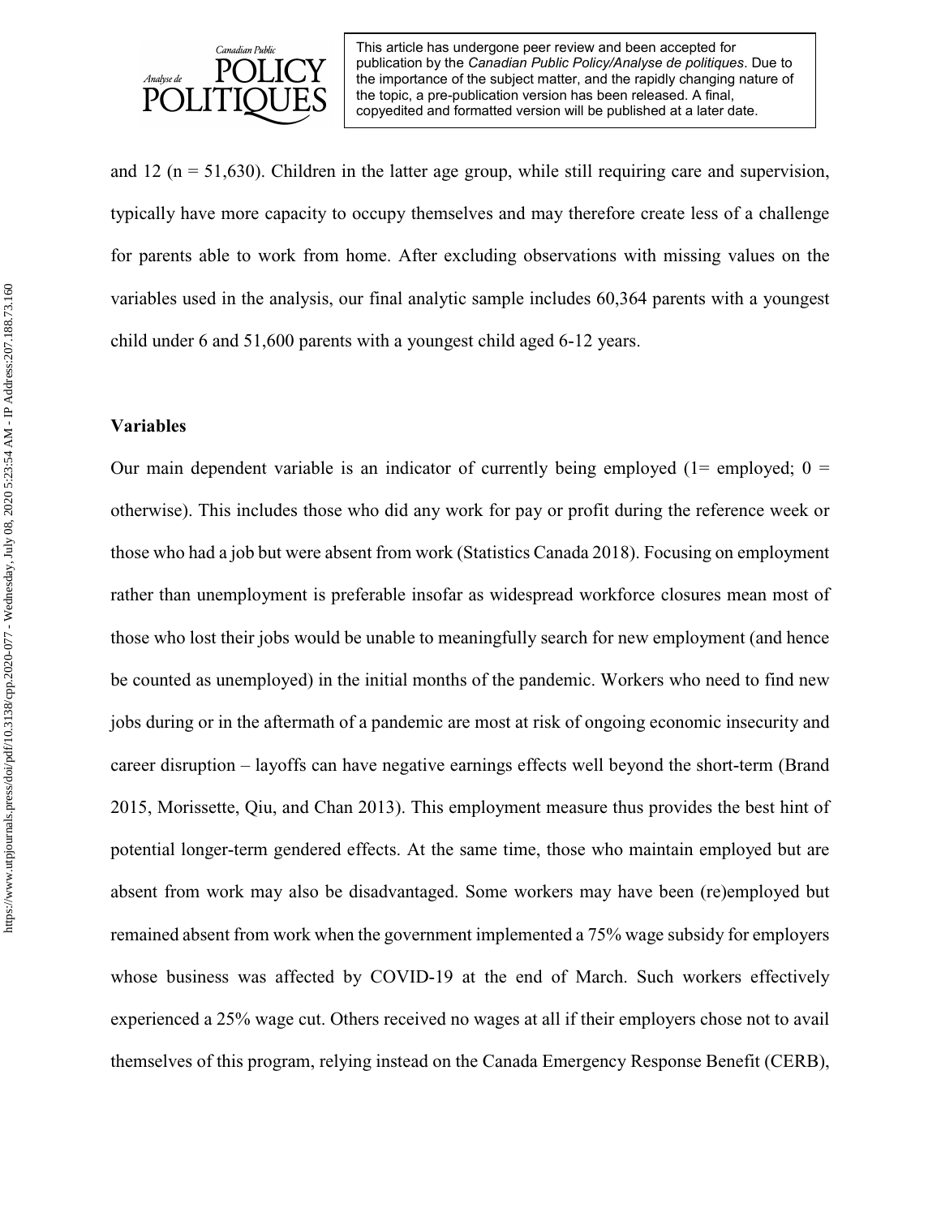and 12 (n = 51,630). Children in the latter age group, while still requiring care and supervision, typically have more capacity to occupy themselves and may therefore create less of a challenge for parents able to work from home. After excluding observations with missing values on the variables used in the analysis, our final analytic sample includes 60,364 parents with a youngest child under 6 and 51,600 parents with a youngest child aged 6-12 years.

### Variables

Our main dependent variable is an indicator of currently being employed (1= employed; 0 = otherwise). This includes those who did any work for pay or profit during the reference week or those who had a job but were absent from work (Statistics Canada 2018). Focusing on employment rather than unemployment is preferable insofar as widespread workforce closures mean most of those who lost their jobs would be unable to meaningfully search for new employment (and hence be counted as unemployed) in the initial months of the pandemic. Workers who need to find new jobs during or in the aftermath of a pandemic are most at risk of ongoing economic insecurity and career disruption – layoffs can have negative earnings effects well beyond the short-term (Brand 2015, Morissette, Qiu, and Chan 2013). This employment measure thus provides the best hint of potential longer-term gendered effects. At the same time, those who maintain employed but are absent from work may also be disadvantaged. Some workers may have been (re)employed but remained absent from work when the government implemented a 75% wage subsidy for employers whose business was affected by COVID-19 at the end of March. Such workers effectively experienced a 25% wage cut. Others received no wages at all if their employers chose not to avail themselves of this program, relying instead on the Canada Emergency Response Benefit (CERB),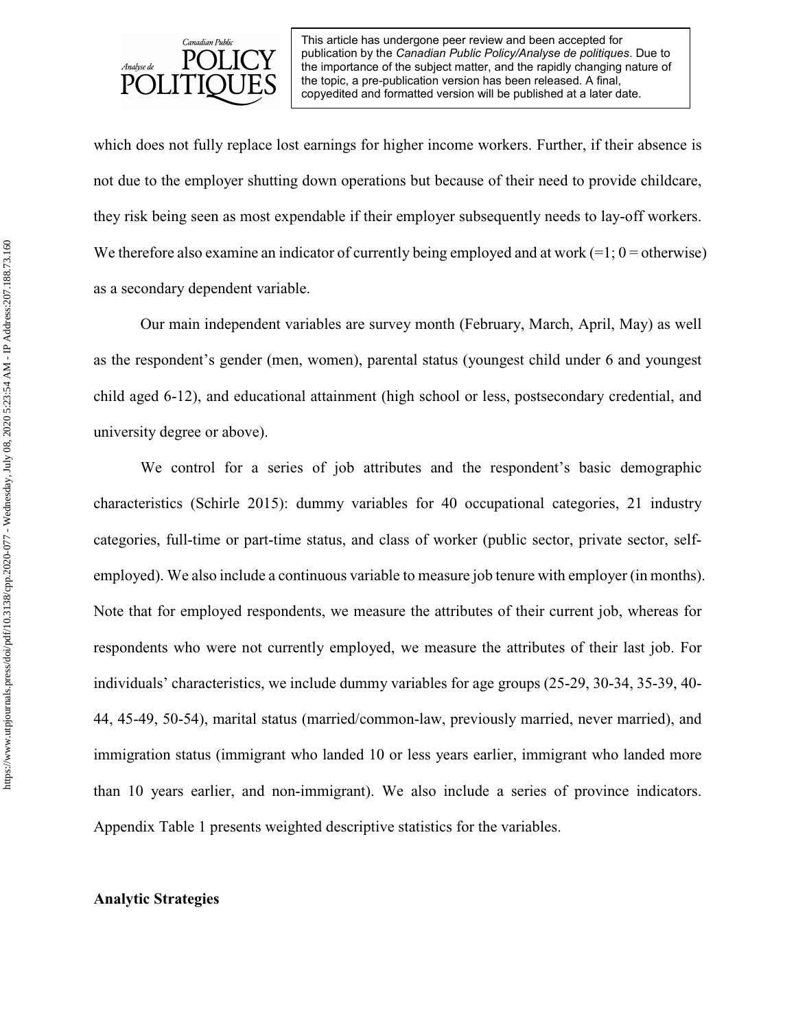which does not fully replace lost earnings for higher income workers. Further, if their absence is not due to the employer shutting down operations but because of their need to provide childcare, they risk being seen as most expendable if their employer subsequently needs to lay-off workers. We therefore also examine an indicator of currently being employed and at work (=1; 0 = otherwise) as a secondary dependent variable.

Our main independent variables are survey month (February, March, April, May) as well as the respondent's gender (men, women), parental status (youngest child under 6 and youngest child aged 6-12), and educational attainment (high school or less, postsecondary credential, and university degree or above).

We control for a series of job attributes and the respondent's basic demographic characteristics (Schirle 2015): dummy variables for 40 occupational categories, 21 industry categories, full-time or part-time status, and class of worker (public sector, private sector, self-employed). We also include a continuous variable to measure job tenure with employer (in months). Note that for employed respondents, we measure the attributes of their current job, whereas for respondents who were not currently employed, we measure the attributes of their last job. For individuals' characteristics, we include dummy variables for age groups (25-29, 30-34, 35-39, 40-44, 45-49, 50-54), marital status (married/common-law, previously married, never married), and immigration status (immigrant who landed 10 or less years earlier, immigrant who landed more than 10 years earlier, and non-immigrant). We also include a series of province indicators. Appendix Table 1 presents weighted descriptive statistics for the variables.

**Analytic Strategies**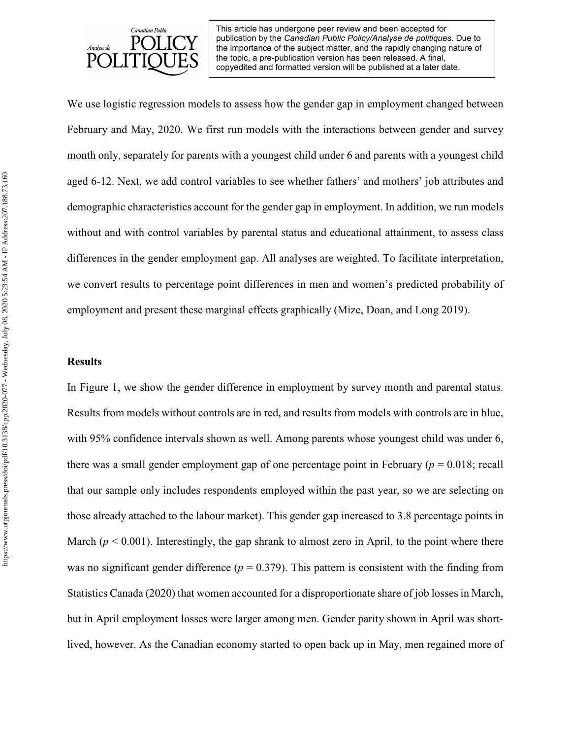We use logistic regression models to assess how the gender gap in employment changed between February and May, 2020. We first run models with the interactions between gender and survey month only, separately for parents with a youngest child under 6 and parents with a youngest child aged 6-12. Next, we add control variables to see whether fathers' and mothers' job attributes and demographic characteristics account for the gender gap in employment. In addition, we run models without and with control variables by parental status and educational attainment, to assess class differences in the gender employment gap. All analyses are weighted. To facilitate interpretation, we convert results to percentage point differences in men and women's predicted probability of employment and present these marginal effects graphically (Mize, Doan, and Long 2019).

**Results**

In Figure 1, we show the gender difference in employment by survey month and parental status. Results from models without controls are in red, and results from models with controls are in blue, with 95% confidence intervals shown as well. Among parents whose youngest child was under 6, there was a small gender employment gap of one percentage point in February ($p = 0.018$; recall that our sample only includes respondents employed within the past year, so we are selecting on those already attached to the labour market). This gender gap increased to 3.8 percentage points in March ($p < 0.001$). Interestingly, the gap shrank to almost zero in April, to the point where there was no significant gender difference ($p = 0.379$). This pattern is consistent with the finding from Statistics Canada (2020) that women accounted for a disproportionate share of job losses in March, but in April employment losses were larger among men. Gender parity shown in April was short-lived, however. As the Canadian economy started to open back up in May, men regained more of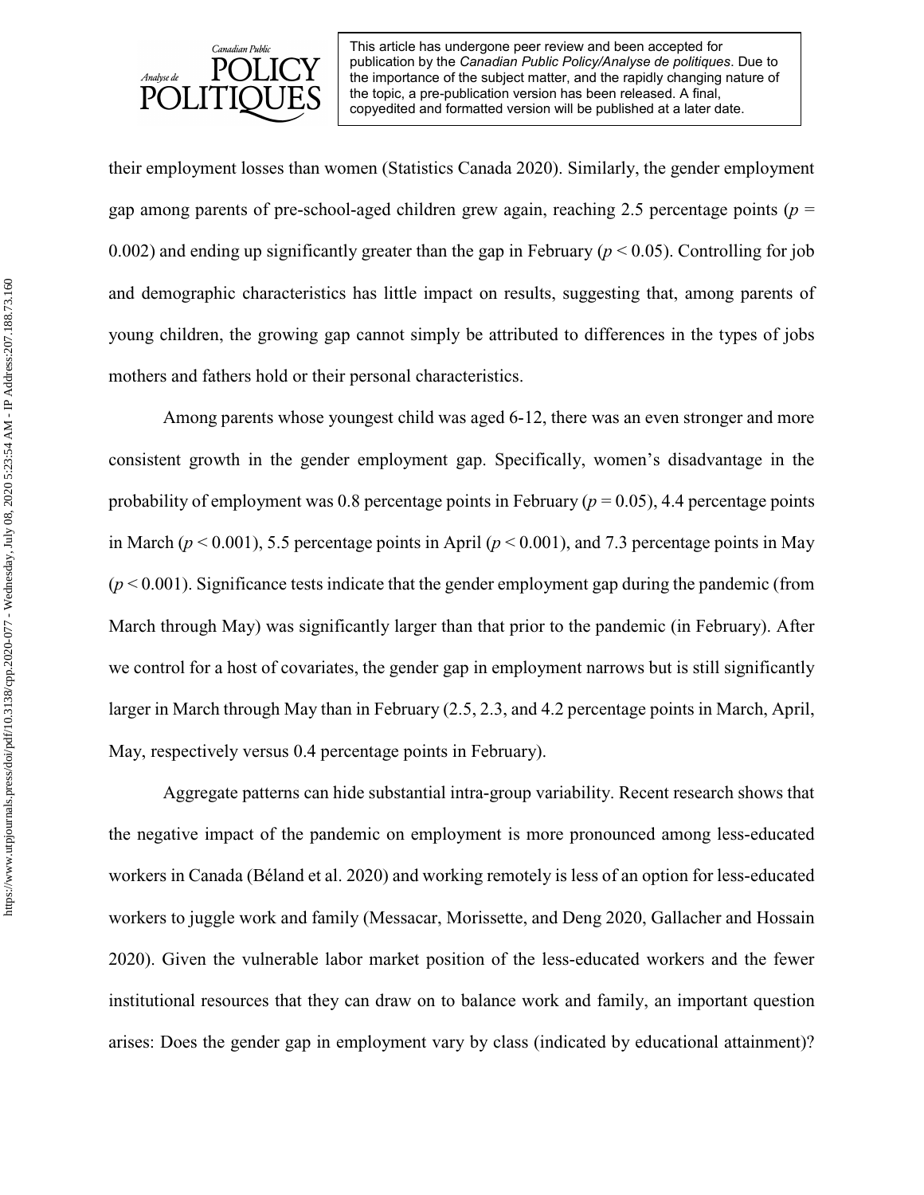their employment losses than women (Statistics Canada 2020). Similarly, the gender employment gap among parents of pre-school-aged children grew again, reaching 2.5 percentage points ($p$ = 0.002) and ending up significantly greater than the gap in February ($p < 0.05$). Controlling for job and demographic characteristics has little impact on results, suggesting that, among parents of young children, the growing gap cannot simply be attributed to differences in the types of jobs mothers and fathers hold or their personal characteristics.

Among parents whose youngest child was aged 6-12, there was an even stronger and more consistent growth in the gender employment gap. Specifically, women's disadvantage in the probability of employment was 0.8 percentage points in February ($p = 0.05$), 4.4 percentage points in March ($p < 0.001$), 5.5 percentage points in April ($p < 0.001$), and 7.3 percentage points in May ($p < 0.001$). Significance tests indicate that the gender employment gap during the pandemic (from March through May) was significantly larger than that prior to the pandemic (in February). After we control for a host of covariates, the gender gap in employment narrows but is still significantly larger in March through May than in February (2.5, 2.3, and 4.2 percentage points in March, April, May, respectively versus 0.4 percentage points in February).

Aggregate patterns can hide substantial intra-group variability. Recent research shows that the negative impact of the pandemic on employment is more pronounced among less-educated workers in Canada (Béland et al. 2020) and working remotely is less of an option for less-educated workers to juggle work and family (Messacar, Morissette, and Deng 2020, Gallacher and Hossain 2020). Given the vulnerable labor market position of the less-educated workers and the fewer institutional resources that they can draw on to balance work and family, an important question arises: Does the gender gap in employment vary by class (indicated by educational attainment)?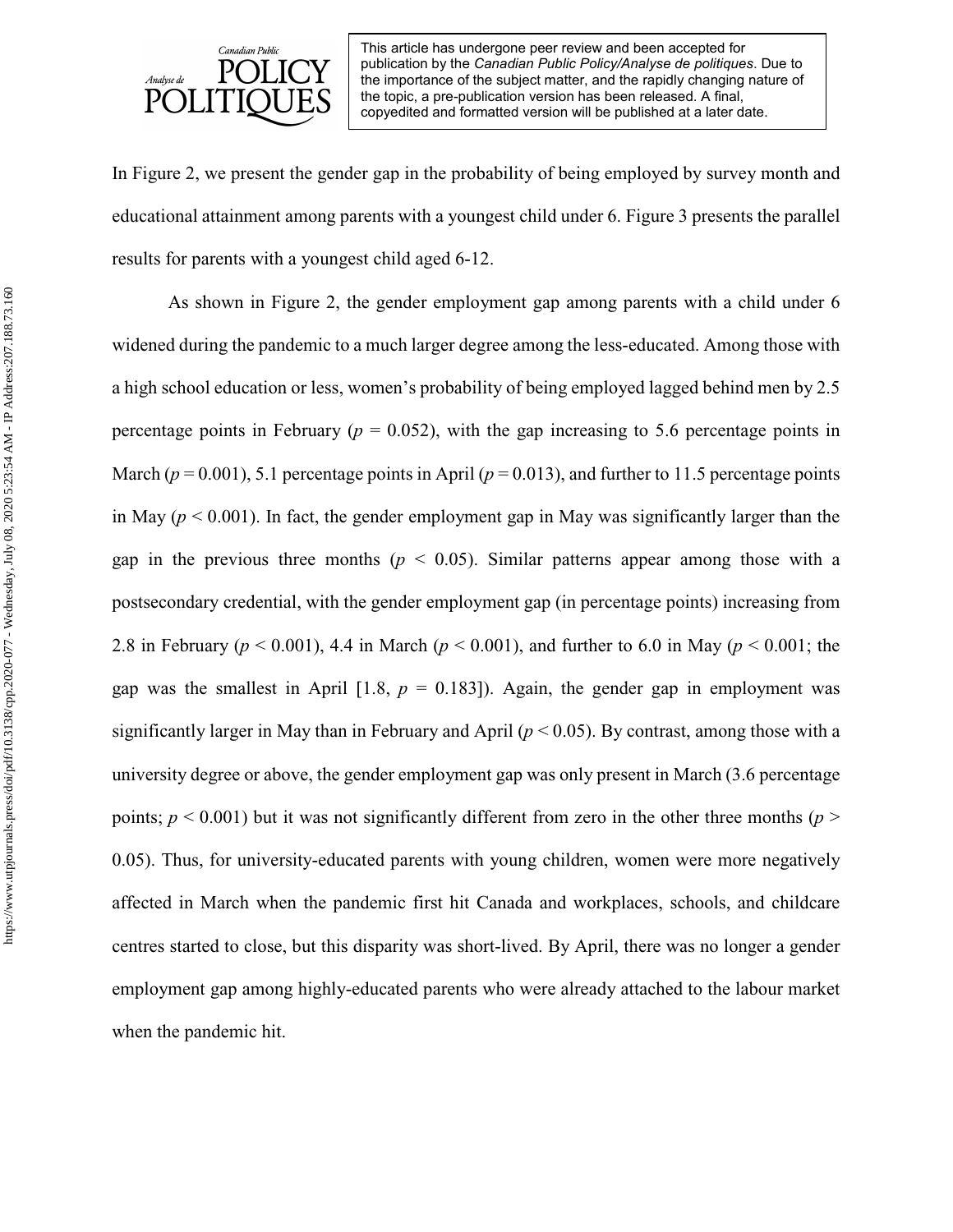In Figure 2, we present the gender gap in the probability of being employed by survey month and educational attainment among parents with a youngest child under 6. Figure 3 presents the parallel results for parents with a youngest child aged 6-12.

As shown in Figure 2, the gender employment gap among parents with a child under 6 widened during the pandemic to a much larger degree among the less-educated. Among those with a high school education or less, women's probability of being employed lagged behind men by 2.5 percentage points in February ($p$ = 0.052), with the gap increasing to 5.6 percentage points in March ($p$ = 0.001), 5.1 percentage points in April ($p$ = 0.013), and further to 11.5 percentage points in May ($p < 0.001$). In fact, the gender employment gap in May was significantly larger than the gap in the previous three months ($p < 0.05$). Similar patterns appear among those with a postsecondary credential, with the gender employment gap (in percentage points) increasing from 2.8 in February ($p < 0.001$), 4.4 in March ($p < 0.001$), and further to 6.0 in May ($p < 0.001$; the gap was the smallest in April [1.8, $p$ = 0.183]). Again, the gender gap in employment was significantly larger in May than in February and April ($p < 0.05$). By contrast, among those with a university degree or above, the gender employment gap was only present in March (3.6 percentage points; $p < 0.001$) but it was not significantly different from zero in the other three months ($p > 0.05$). Thus, for university-educated parents with young children, women were more negatively affected in March when the pandemic first hit Canada and workplaces, schools, and childcare centres started to close, but this disparity was short-lived. By April, there was no longer a gender employment gap among highly-educated parents who were already attached to the labour market when the pandemic hit.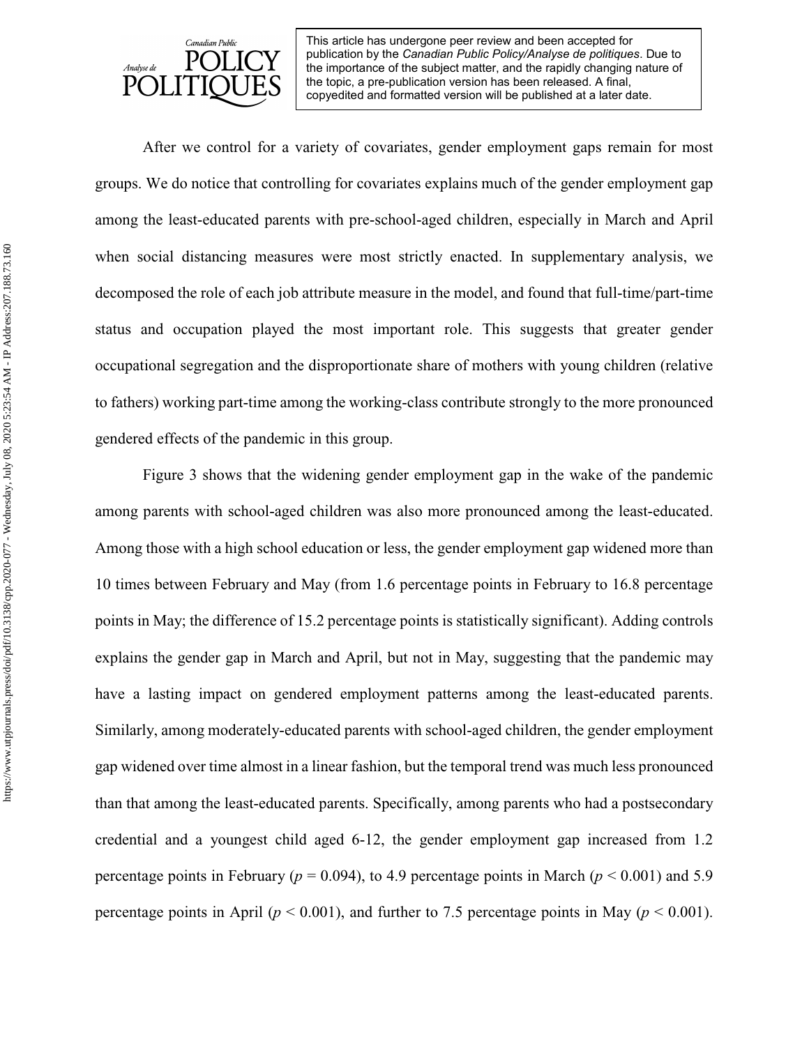After we control for a variety of covariates, gender employment gaps remain for most groups. We do notice that controlling for covariates explains much of the gender employment gap among the least-educated parents with pre-school-aged children, especially in March and April when social distancing measures were most strictly enacted. In supplementary analysis, we decomposed the role of each job attribute measure in the model, and found that full-time/part-time status and occupation played the most important role. This suggests that greater gender occupational segregation and the disproportionate share of mothers with young children (relative to fathers) working part-time among the working-class contribute strongly to the more pronounced gendered effects of the pandemic in this group.

Figure 3 shows that the widening gender employment gap in the wake of the pandemic among parents with school-aged children was also more pronounced among the least-educated. Among those with a high school education or less, the gender employment gap widened more than 10 times between February and May (from 1.6 percentage points in February to 16.8 percentage points in May; the difference of 15.2 percentage points is statistically significant). Adding controls explains the gender gap in March and April, but not in May, suggesting that the pandemic may have a lasting impact on gendered employment patterns among the least-educated parents. Similarly, among moderately-educated parents with school-aged children, the gender employment gap widened over time almost in a linear fashion, but the temporal trend was much less pronounced than that among the least-educated parents. Specifically, among parents who had a postsecondary credential and a youngest child aged 6-12, the gender employment gap increased from 1.2 percentage points in February ($p = 0.094$), to 4.9 percentage points in March ($p < 0.001$) and 5.9 percentage points in April ($p < 0.001$), and further to 7.5 percentage points in May ($p < 0.001$).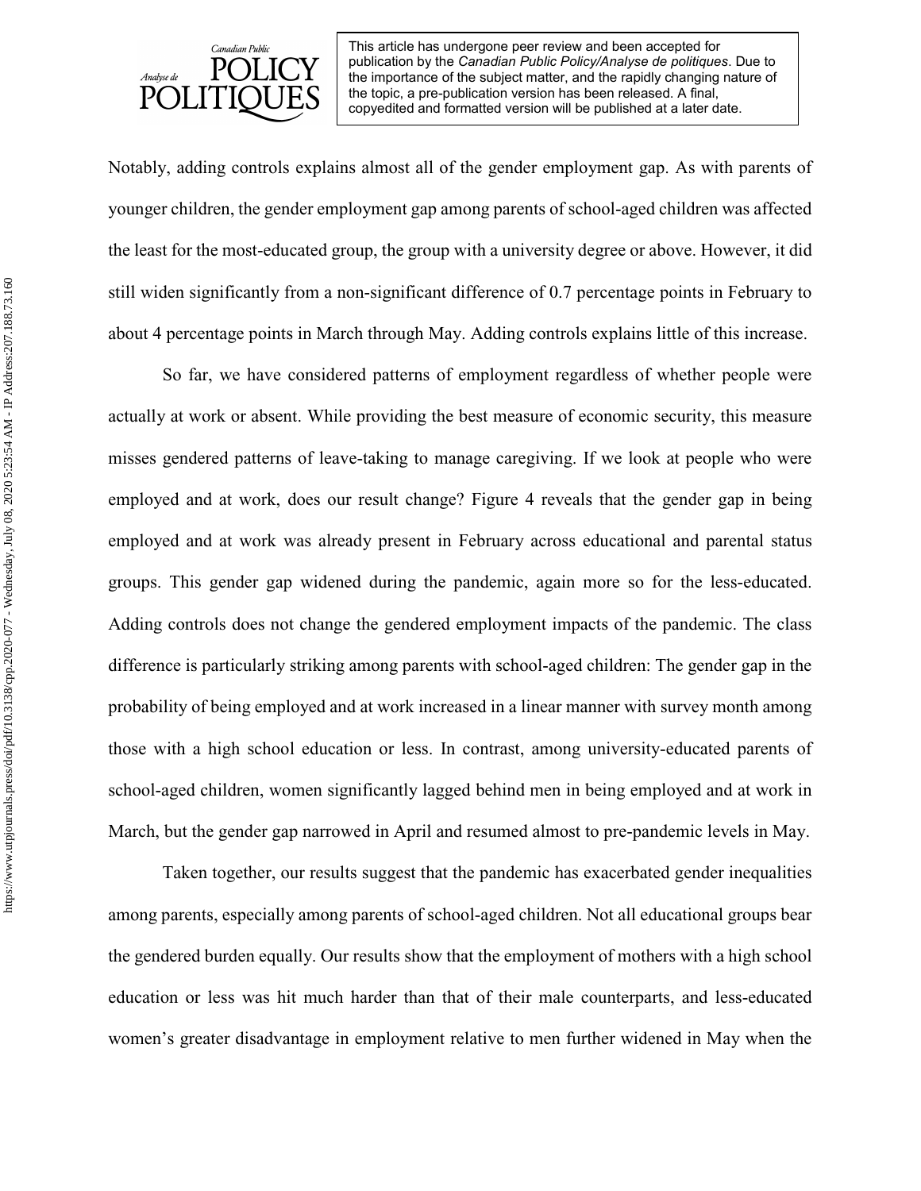Notably, adding controls explains almost all of the gender employment gap. As with parents of younger children, the gender employment gap among parents of school-aged children was affected the least for the most-educated group, the group with a university degree or above. However, it did still widen significantly from a non-significant difference of 0.7 percentage points in February to about 4 percentage points in March through May. Adding controls explains little of this increase.

So far, we have considered patterns of employment regardless of whether people were actually at work or absent. While providing the best measure of economic security, this measure misses gendered patterns of leave-taking to manage caregiving. If we look at people who were employed and at work, does our result change? Figure 4 reveals that the gender gap in being employed and at work was already present in February across educational and parental status groups. This gender gap widened during the pandemic, again more so for the less-educated. Adding controls does not change the gendered employment impacts of the pandemic. The class difference is particularly striking among parents with school-aged children: The gender gap in the probability of being employed and at work increased in a linear manner with survey month among those with a high school education or less. In contrast, among university-educated parents of school-aged children, women significantly lagged behind men in being employed and at work in March, but the gender gap narrowed in April and resumed almost to pre-pandemic levels in May.

Taken together, our results suggest that the pandemic has exacerbated gender inequalities among parents, especially among parents of school-aged children. Not all educational groups bear the gendered burden equally. Our results show that the employment of mothers with a high school education or less was hit much harder than that of their male counterparts, and less-educated women's greater disadvantage in employment relative to men further widened in May when the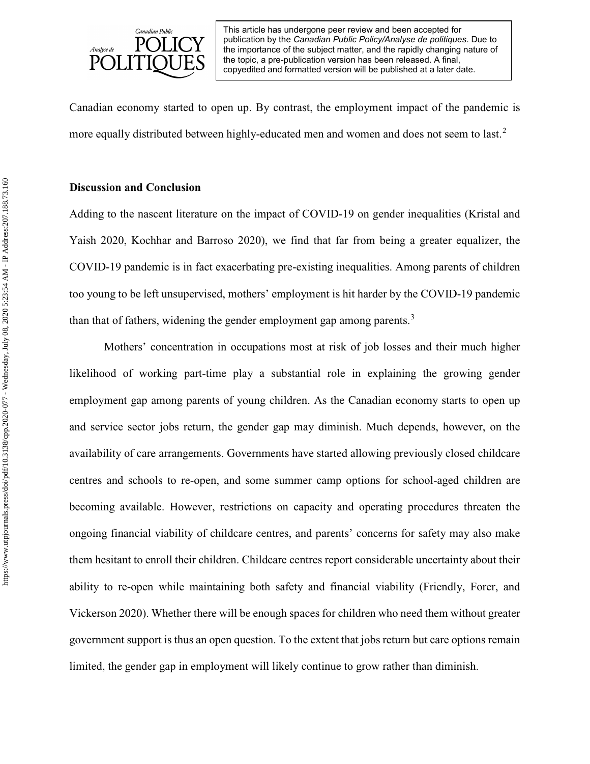Canadian economy started to open up. By contrast, the employment impact of the pandemic is more equally distributed between highly-educated men and women and does not seem to last.[2]

## Discussion and Conclusion

Adding to the nascent literature on the impact of COVID-19 on gender inequalities (Kristal and Yaish 2020, Kochhar and Barroso 2020), we find that far from being a greater equalizer, the COVID-19 pandemic is in fact exacerbating pre-existing inequalities. Among parents of children too young to be left unsupervised, mothers' employment is hit harder by the COVID-19 pandemic than that of fathers, widening the gender employment gap among parents.[3]

Mothers' concentration in occupations most at risk of job losses and their much higher likelihood of working part-time play a substantial role in explaining the growing gender employment gap among parents of young children. As the Canadian economy starts to open up and service sector jobs return, the gender gap may diminish. Much depends, however, on the availability of care arrangements. Governments have started allowing previously closed childcare centres and schools to re-open, and some summer camp options for school-aged children are becoming available. However, restrictions on capacity and operating procedures threaten the ongoing financial viability of childcare centres, and parents' concerns for safety may also make them hesitant to enroll their children. Childcare centres report considerable uncertainty about their ability to re-open while maintaining both safety and financial viability (Friendly, Forer, and Vickerson 2020). Whether there will be enough spaces for children who need them without greater government support is thus an open question. To the extent that jobs return but care options remain limited, the gender gap in employment will likely continue to grow rather than diminish.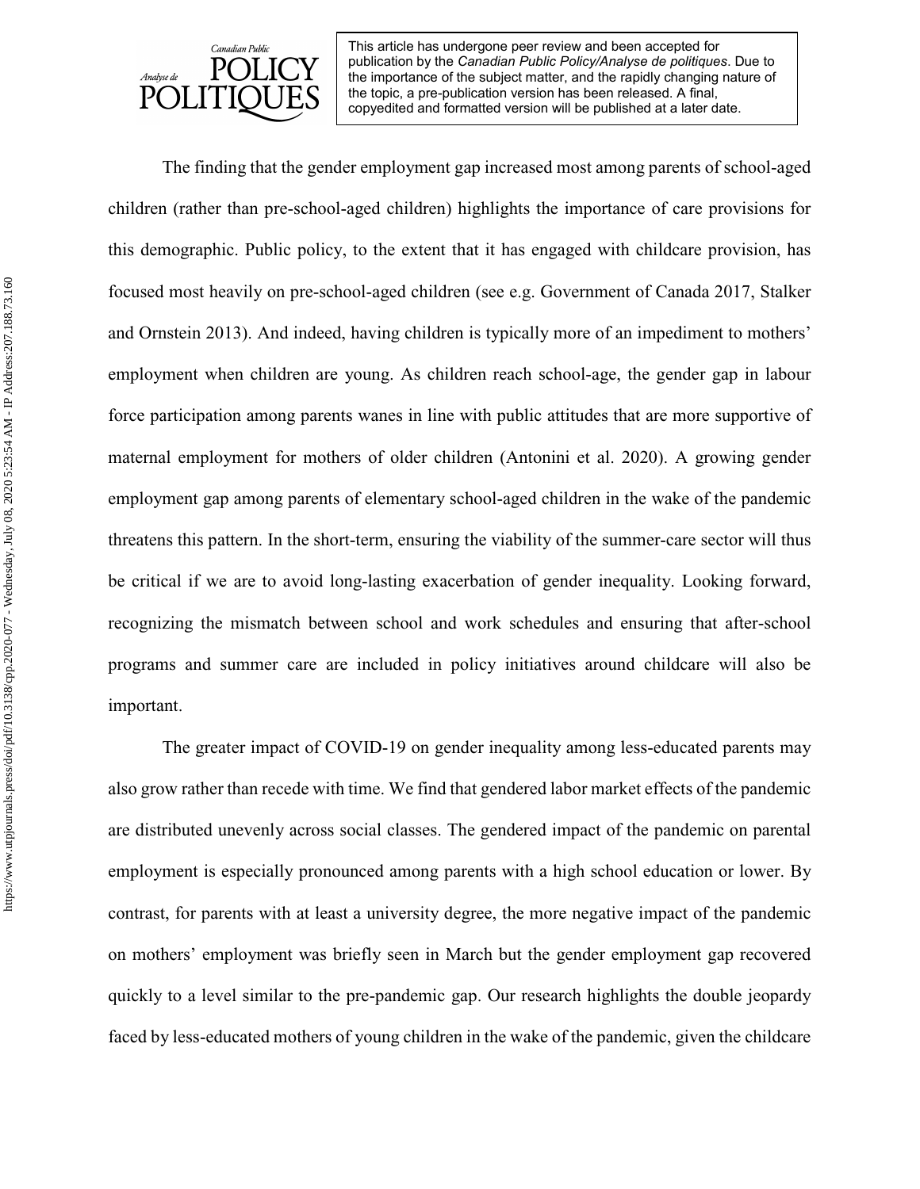The finding that the gender employment gap increased most among parents of school-aged children (rather than pre-school-aged children) highlights the importance of care provisions for this demographic. Public policy, to the extent that it has engaged with childcare provision, has focused most heavily on pre-school-aged children (see e.g. Government of Canada 2017, Stalker and Ornstein 2013). And indeed, having children is typically more of an impediment to mothers' employment when children are young. As children reach school-age, the gender gap in labour force participation among parents wanes in line with public attitudes that are more supportive of maternal employment for mothers of older children (Antonini et al. 2020). A growing gender employment gap among parents of elementary school-aged children in the wake of the pandemic threatens this pattern. In the short-term, ensuring the viability of the summer-care sector will thus be critical if we are to avoid long-lasting exacerbation of gender inequality. Looking forward, recognizing the mismatch between school and work schedules and ensuring that after-school programs and summer care are included in policy initiatives around childcare will also be important.

The greater impact of COVID-19 on gender inequality among less-educated parents may also grow rather than recede with time. We find that gendered labor market effects of the pandemic are distributed unevenly across social classes. The gendered impact of the pandemic on parental employment is especially pronounced among parents with a high school education or lower. By contrast, for parents with at least a university degree, the more negative impact of the pandemic on mothers' employment was briefly seen in March but the gender employment gap recovered quickly to a level similar to the pre-pandemic gap. Our research highlights the double jeopardy faced by less-educated mothers of young children in the wake of the pandemic, given the childcare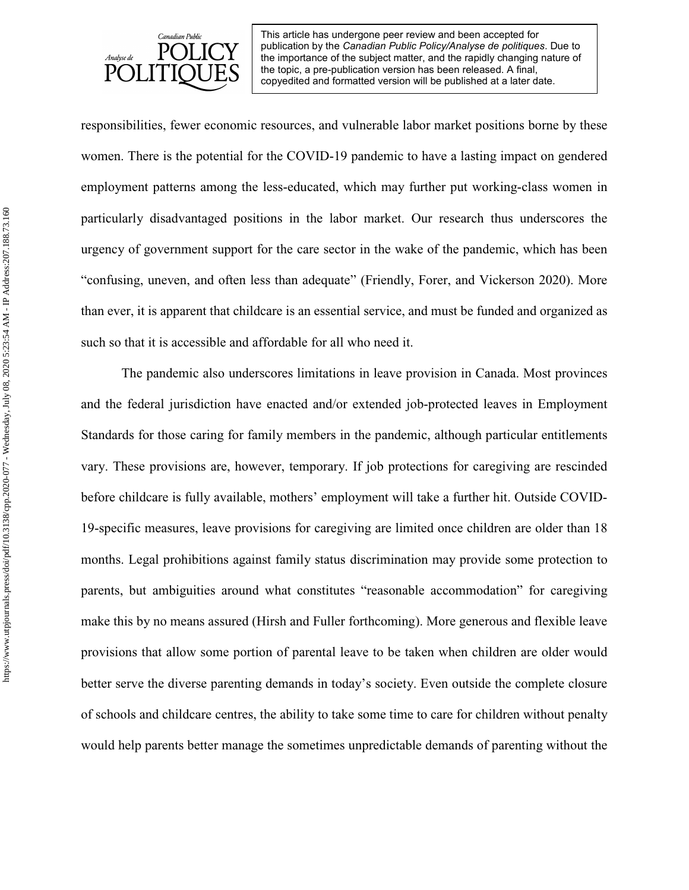responsibilities, fewer economic resources, and vulnerable labor market positions borne by these women. There is the potential for the COVID-19 pandemic to have a lasting impact on gendered employment patterns among the less-educated, which may further put working-class women in particularly disadvantaged positions in the labor market. Our research thus underscores the urgency of government support for the care sector in the wake of the pandemic, which has been "confusing, uneven, and often less than adequate" (Friendly, Forer, and Vickerson 2020). More than ever, it is apparent that childcare is an essential service, and must be funded and organized as such so that it is accessible and affordable for all who need it.

The pandemic also underscores limitations in leave provision in Canada. Most provinces and the federal jurisdiction have enacted and/or extended job-protected leaves in Employment Standards for those caring for family members in the pandemic, although particular entitlements vary. These provisions are, however, temporary. If job protections for caregiving are rescinded before childcare is fully available, mothers' employment will take a further hit. Outside COVID-19-specific measures, leave provisions for caregiving are limited once children are older than 18 months. Legal prohibitions against family status discrimination may provide some protection to parents, but ambiguities around what constitutes "reasonable accommodation" for caregiving make this by no means assured (Hirsh and Fuller forthcoming). More generous and flexible leave provisions that allow some portion of parental leave to be taken when children are older would better serve the diverse parenting demands in today's society. Even outside the complete closure of schools and childcare centres, the ability to take some time to care for children without penalty would help parents better manage the sometimes unpredictable demands of parenting without the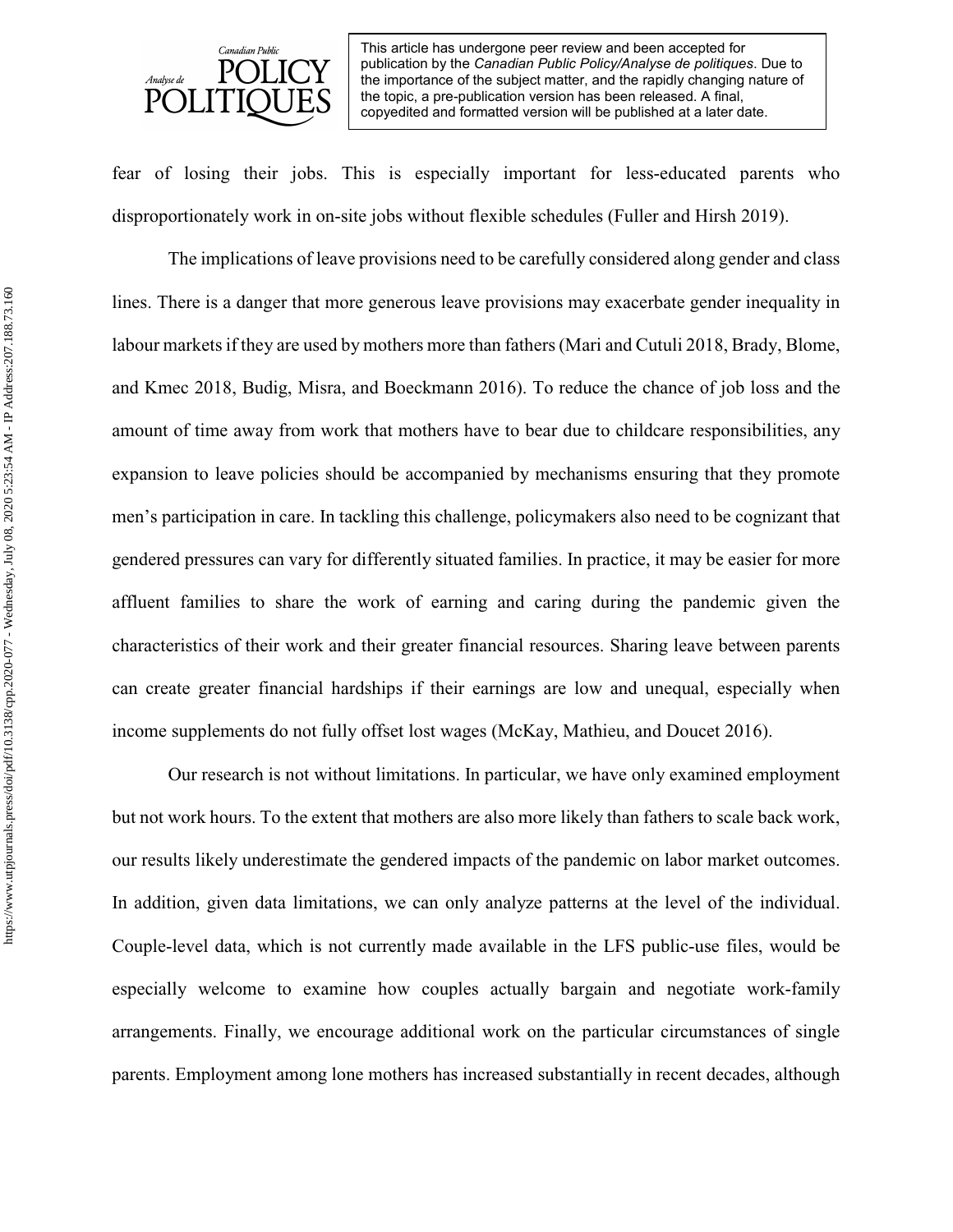fear of losing their jobs. This is especially important for less-educated parents who disproportionately work in on-site jobs without flexible schedules (Fuller and Hirsh 2019).

The implications of leave provisions need to be carefully considered along gender and class lines. There is a danger that more generous leave provisions may exacerbate gender inequality in labour markets if they are used by mothers more than fathers (Mari and Cutuli 2018, Brady, Blome, and Kmec 2018, Budig, Misra, and Boeckmann 2016). To reduce the chance of job loss and the amount of time away from work that mothers have to bear due to childcare responsibilities, any expansion to leave policies should be accompanied by mechanisms ensuring that they promote men's participation in care. In tackling this challenge, policymakers also need to be cognizant that gendered pressures can vary for differently situated families. In practice, it may be easier for more affluent families to share the work of earning and caring during the pandemic given the characteristics of their work and their greater financial resources. Sharing leave between parents can create greater financial hardships if their earnings are low and unequal, especially when income supplements do not fully offset lost wages (McKay, Mathieu, and Doucet 2016).

Our research is not without limitations. In particular, we have only examined employment but not work hours. To the extent that mothers are also more likely than fathers to scale back work, our results likely underestimate the gendered impacts of the pandemic on labor market outcomes. In addition, given data limitations, we can only analyze patterns at the level of the individual. Couple-level data, which is not currently made available in the LFS public-use files, would be especially welcome to examine how couples actually bargain and negotiate work-family arrangements. Finally, we encourage additional work on the particular circumstances of single parents. Employment among lone mothers has increased substantially in recent decades, although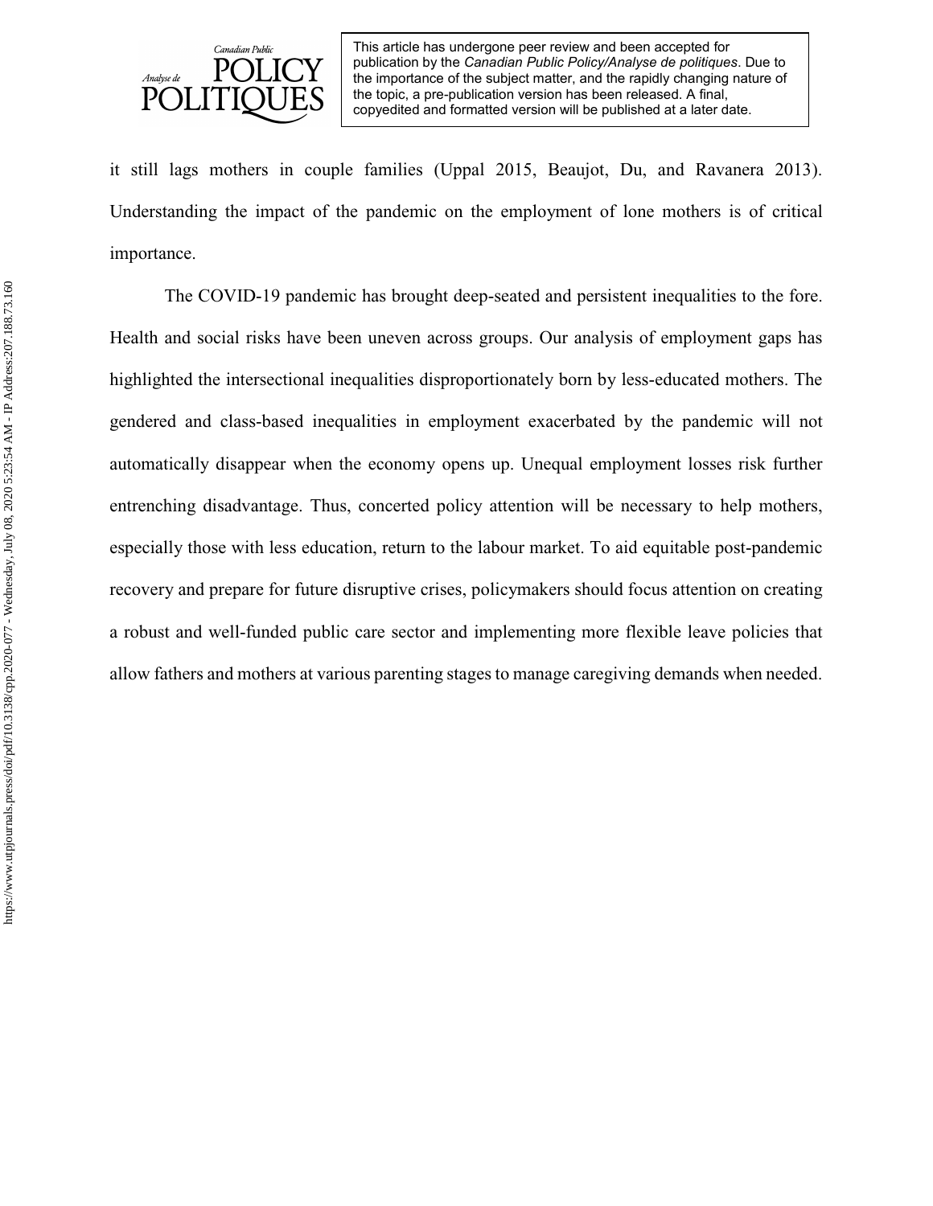it still lags mothers in couple families (Uppal 2015, Beaujot, Du, and Ravanera 2013). Understanding the impact of the pandemic on the employment of lone mothers is of critical importance.

The COVID-19 pandemic has brought deep-seated and persistent inequalities to the fore. Health and social risks have been uneven across groups. Our analysis of employment gaps has highlighted the intersectional inequalities disproportionately born by less-educated mothers. The gendered and class-based inequalities in employment exacerbated by the pandemic will not automatically disappear when the economy opens up. Unequal employment losses risk further entrenching disadvantage. Thus, concerted policy attention will be necessary to help mothers, especially those with less education, return to the labour market. To aid equitable post-pandemic recovery and prepare for future disruptive crises, policymakers should focus attention on creating a robust and well-funded public care sector and implementing more flexible leave policies that allow fathers and mothers at various parenting stages to manage caregiving demands when needed.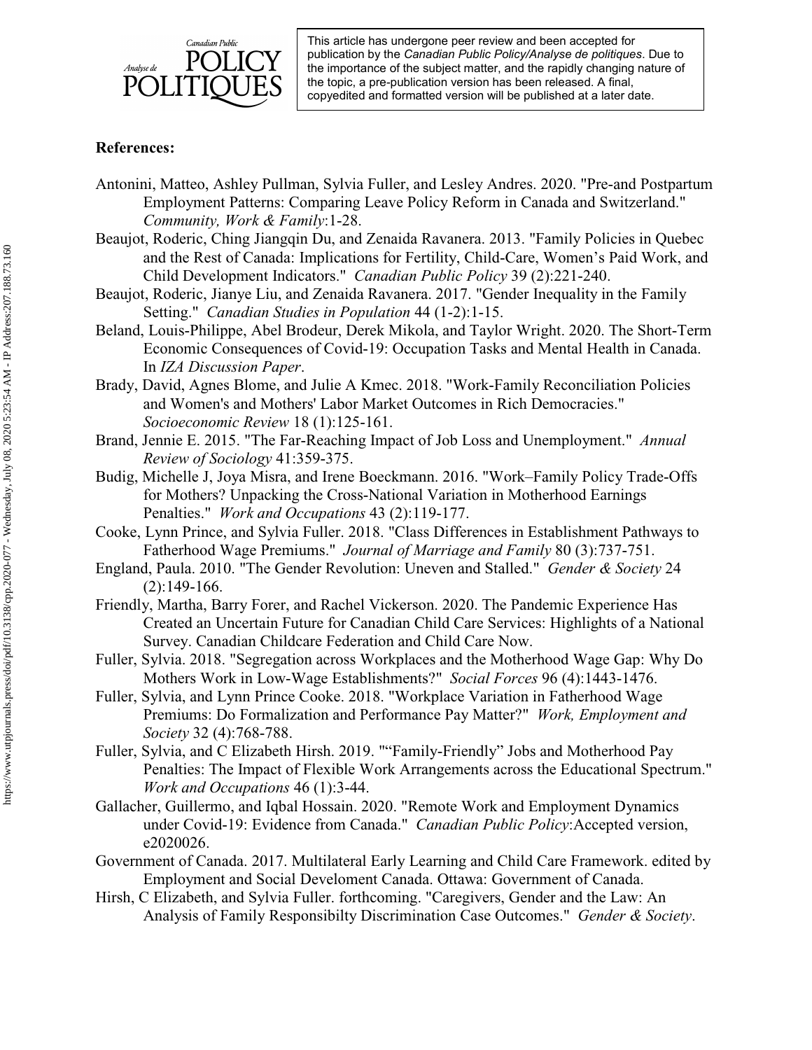## References:

Antonini, Matteo, Ashley Pullman, Sylvia Fuller, and Lesley Andres. 2020. "Pre-and Postpartum Employment Patterns: Comparing Leave Policy Reform in Canada and Switzerland." *Community, Work & Family*:1-28.

Beaujot, Roderic, Ching Jiangqin Du, and Zenaida Ravanera. 2013. "Family Policies in Quebec and the Rest of Canada: Implications for Fertility, Child-Care, Women's Paid Work, and Child Development Indicators." *Canadian Public Policy* 39 (2):221-240.

Beaujot, Roderic, Jianye Liu, and Zenaida Ravanera. 2017. "Gender Inequality in the Family Setting." *Canadian Studies in Population* 44 (1-2):1-15.

Beland, Louis-Philippe, Abel Brodeur, Derek Mikola, and Taylor Wright. 2020. The Short-Term Economic Consequences of Covid-19: Occupation Tasks and Mental Health in Canada. In *IZA Discussion Paper*.

Brady, David, Agnes Blome, and Julie A Kmec. 2018. "Work-Family Reconciliation Policies and Women's and Mothers' Labor Market Outcomes in Rich Democracies." *Socioeconomic Review* 18 (1):125-161.

Brand, Jennie E. 2015. "The Far-Reaching Impact of Job Loss and Unemployment." *Annual Review of Sociology* 41:359-375.

Budig, Michelle J, Joya Misra, and Irene Boeckmann. 2016. "Work–Family Policy Trade-Offs for Mothers? Unpacking the Cross-National Variation in Motherhood Earnings Penalties." *Work and Occupations* 43 (2):119-177.

Cooke, Lynn Prince, and Sylvia Fuller. 2018. "Class Differences in Establishment Pathways to Fatherhood Wage Premiums." *Journal of Marriage and Family* 80 (3):737-751.

England, Paula. 2010. "The Gender Revolution: Uneven and Stalled." *Gender & Society* 24 (2):149-166.

Friendly, Martha, Barry Forer, and Rachel Vickerson. 2020. The Pandemic Experience Has Created an Uncertain Future for Canadian Child Care Services: Highlights of a National Survey. Canadian Childcare Federation and Child Care Now.

Fuller, Sylvia. 2018. "Segregation across Workplaces and the Motherhood Wage Gap: Why Do Mothers Work in Low-Wage Establishments?" *Social Forces* 96 (4):1443-1476.

Fuller, Sylvia, and Lynn Prince Cooke. 2018. "Workplace Variation in Fatherhood Wage Premiums: Do Formalization and Performance Pay Matter?" *Work, Employment and Society* 32 (4):768-788.

Fuller, Sylvia, and C Elizabeth Hirsh. 2019. ""Family-Friendly" Jobs and Motherhood Pay Penalties: The Impact of Flexible Work Arrangements across the Educational Spectrum." *Work and Occupations* 46 (1):3-44.

Gallacher, Guillermo, and Iqbal Hossain. 2020. "Remote Work and Employment Dynamics under Covid-19: Evidence from Canada." *Canadian Public Policy*:Accepted version, e2020026.

Government of Canada. 2017. Multilateral Early Learning and Child Care Framework. edited by Employment and Social Develoment Canada. Ottawa: Government of Canada.

Hirsh, C Elizabeth, and Sylvia Fuller. forthcoming. "Caregivers, Gender and the Law: An Analysis of Family Responsibilty Discrimination Case Outcomes." *Gender & Society*.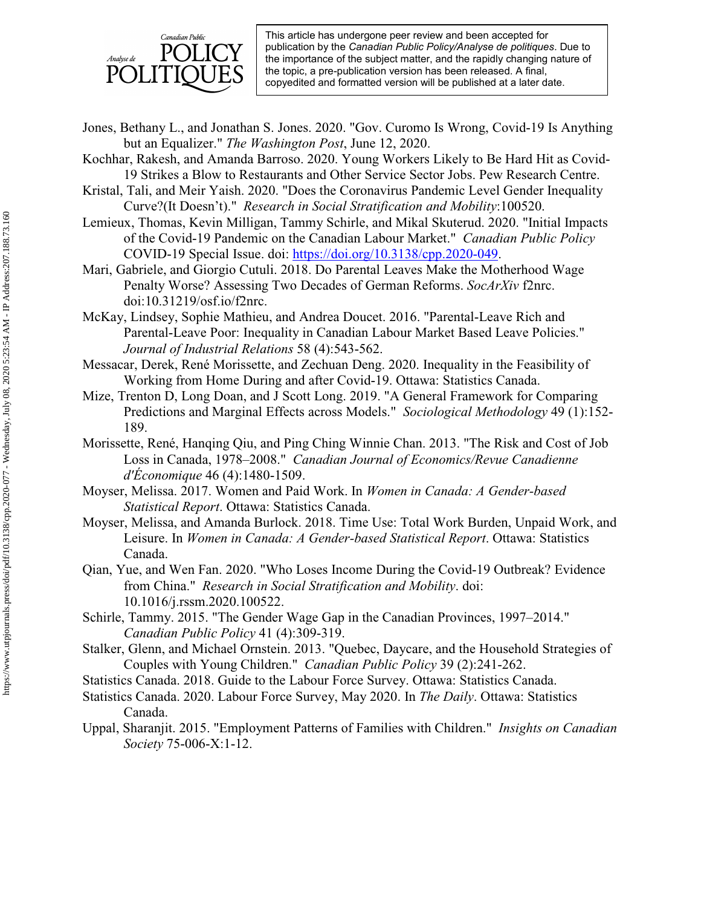Jones, Bethany L., and Jonathan S. Jones. 2020. "Gov. Curomo Is Wrong, Covid-19 Is Anything but an Equalizer." *The Washington Post*, June 12, 2020.

Kochhar, Rakesh, and Amanda Barroso. 2020. Young Workers Likely to Be Hard Hit as Covid-19 Strikes a Blow to Restaurants and Other Service Sector Jobs. Pew Research Centre.

Kristal, Tali, and Meir Yaish. 2020. "Does the Coronavirus Pandemic Level Gender Inequality Curve?(It Doesn't)." *Research in Social Stratification and Mobility*:100520.

Lemieux, Thomas, Kevin Milligan, Tammy Schirle, and Mikal Skuterud. 2020. "Initial Impacts of the Covid-19 Pandemic on the Canadian Labour Market." *Canadian Public Policy* COVID-19 Special Issue. doi: https://doi.org/10.3138/cpp.2020-049.

Mari, Gabriele, and Giorgio Cutuli. 2018. Do Parental Leaves Make the Motherhood Wage Penalty Worse? Assessing Two Decades of German Reforms. *SocArXiv* f2nrc. doi:10.31219/osf.io/f2nrc.

McKay, Lindsey, Sophie Mathieu, and Andrea Doucet. 2016. "Parental-Leave Rich and Parental-Leave Poor: Inequality in Canadian Labour Market Based Leave Policies." *Journal of Industrial Relations* 58 (4):543-562.

Messacar, Derek, René Morissette, and Zechuan Deng. 2020. Inequality in the Feasibility of Working from Home During and after Covid-19. Ottawa: Statistics Canada.

Mize, Trenton D, Long Doan, and J Scott Long. 2019. "A General Framework for Comparing Predictions and Marginal Effects across Models." *Sociological Methodology* 49 (1):152-189.

Morissette, René, Hanqing Qiu, and Ping Ching Winnie Chan. 2013. "The Risk and Cost of Job Loss in Canada, 1978–2008." *Canadian Journal of Economics/Revue Canadienne d'Économique* 46 (4):1480-1509.

Moyser, Melissa. 2017. Women and Paid Work. In *Women in Canada: A Gender-based Statistical Report*. Ottawa: Statistics Canada.

Moyser, Melissa, and Amanda Burlock. 2018. Time Use: Total Work Burden, Unpaid Work, and Leisure. In *Women in Canada: A Gender-based Statistical Report*. Ottawa: Statistics Canada.

Qian, Yue, and Wen Fan. 2020. "Who Loses Income During the Covid-19 Outbreak? Evidence from China." *Research in Social Stratification and Mobility*. doi: 10.1016/j.rssm.2020.100522.

Schirle, Tammy. 2015. "The Gender Wage Gap in the Canadian Provinces, 1997–2014." *Canadian Public Policy* 41 (4):309-319.

Stalker, Glenn, and Michael Ornstein. 2013. "Quebec, Daycare, and the Household Strategies of Couples with Young Children." *Canadian Public Policy* 39 (2):241-262.

Statistics Canada. 2018. Guide to the Labour Force Survey. Ottawa: Statistics Canada.

Statistics Canada. 2020. Labour Force Survey, May 2020. In *The Daily*. Ottawa: Statistics Canada.

Uppal, Sharanjit. 2015. "Employment Patterns of Families with Children." *Insights on Canadian Society* 75-006-X:1-12.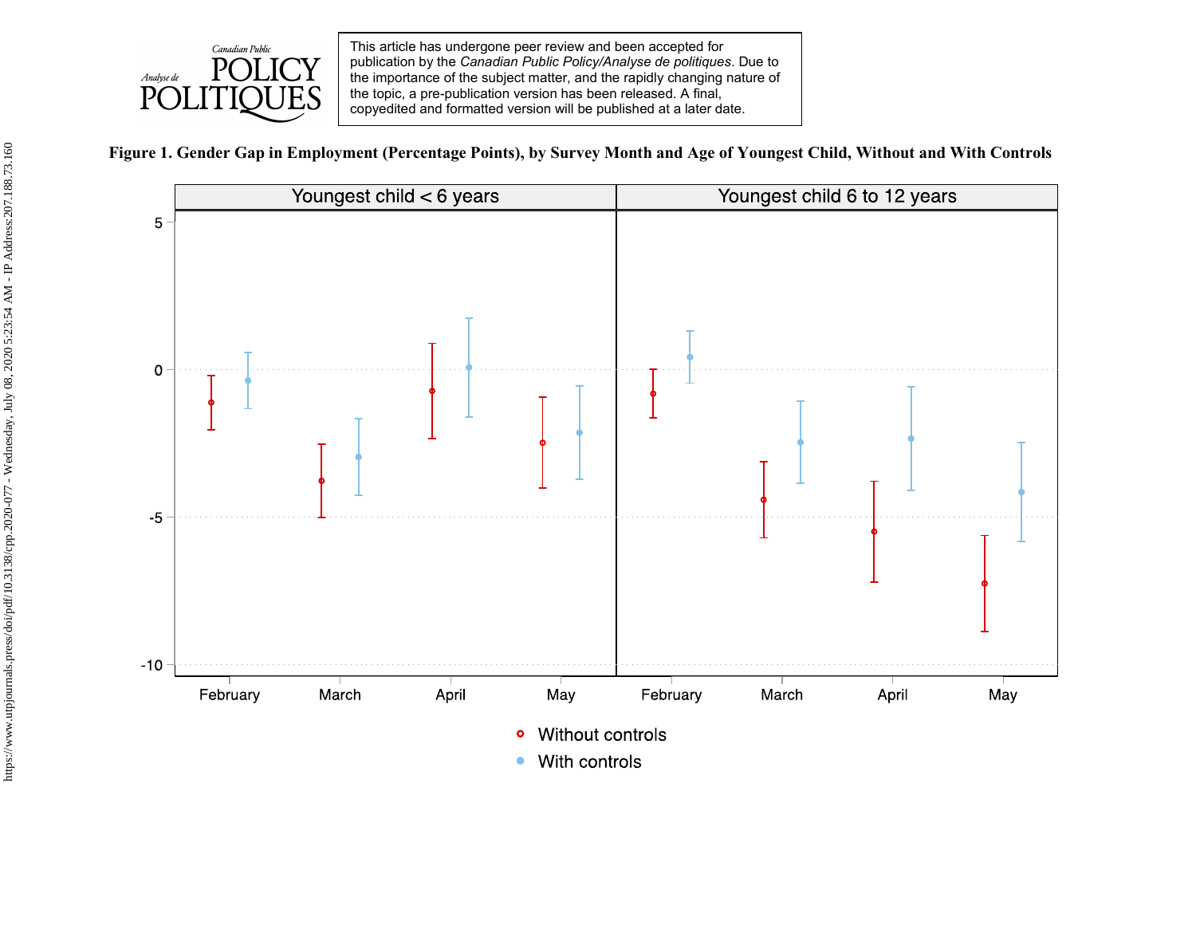**Figure 1. Gender Gap in Employment (Percentage Points), by Survey Month and Age of Youngest Child, Without and With Controls**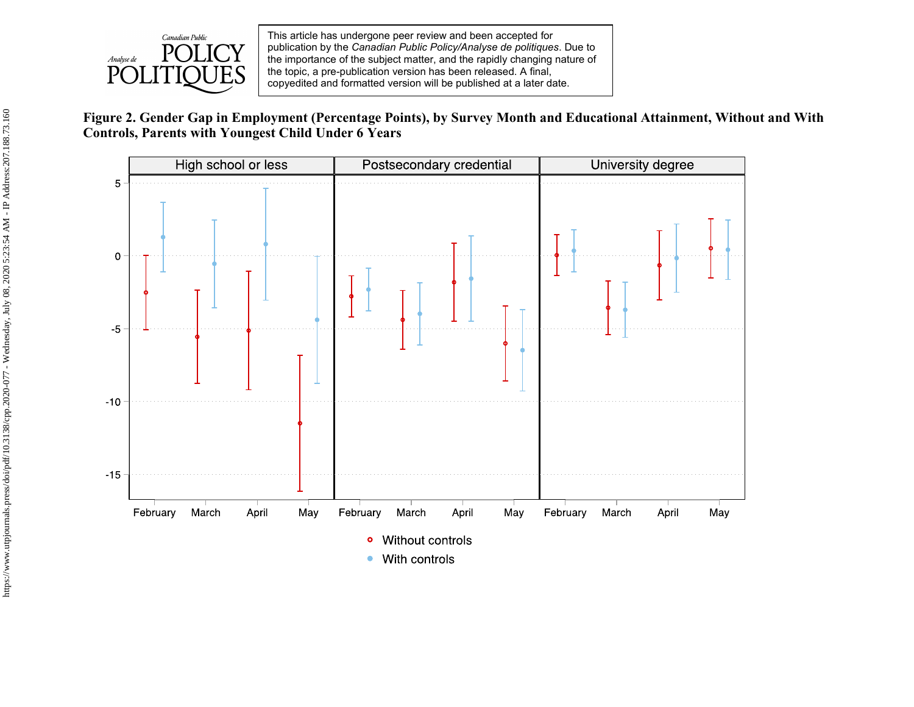**Figure 2. Gender Gap in Employment (Percentage Points), by Survey Month and Educational Attainment, Without and With Controls, Parents with Youngest Child Under 6 Years**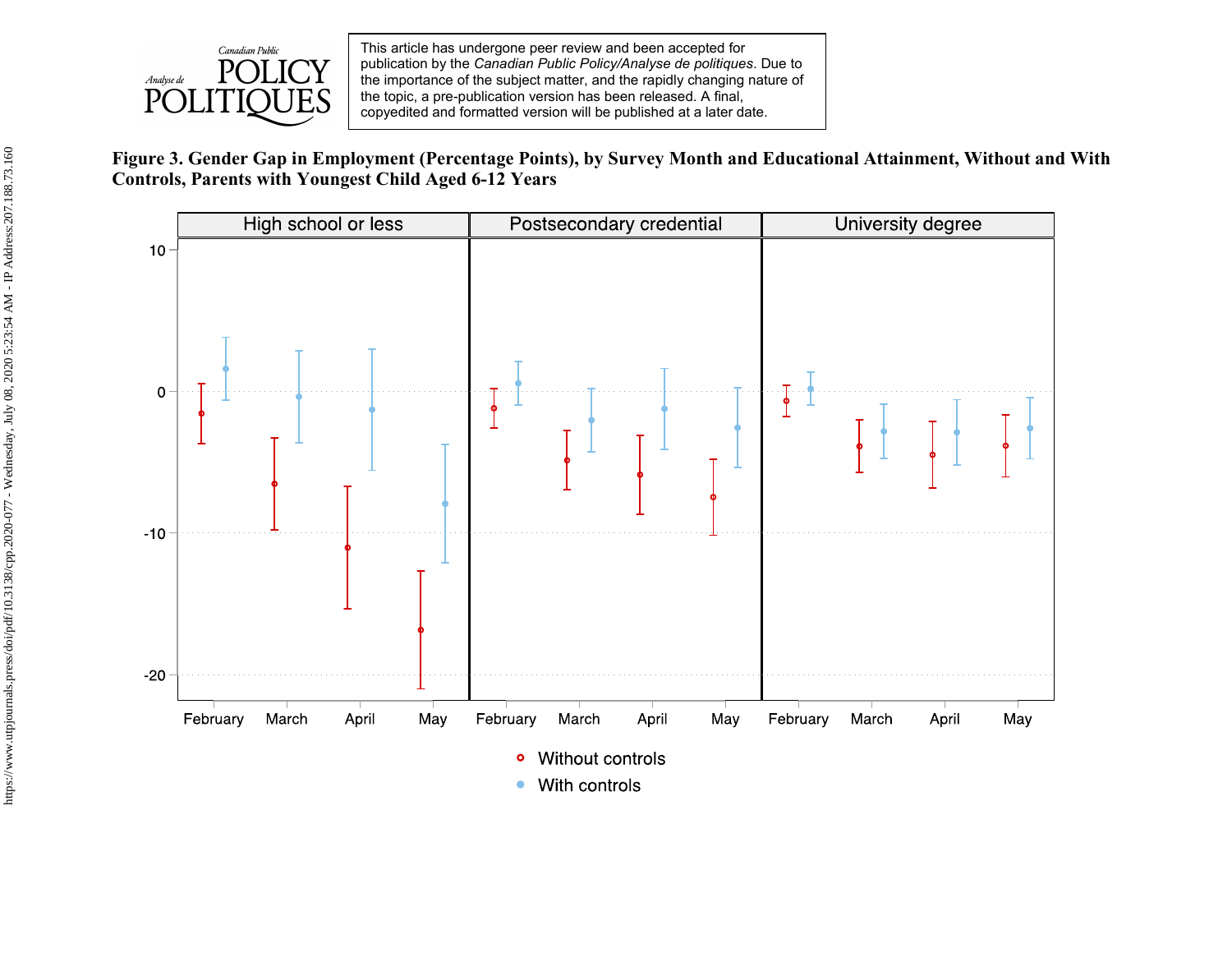**Figure 3. Gender Gap in Employment (Percentage Points), by Survey Month and Educational Attainment, Without and With Controls, Parents with Youngest Child Aged 6-12 Years**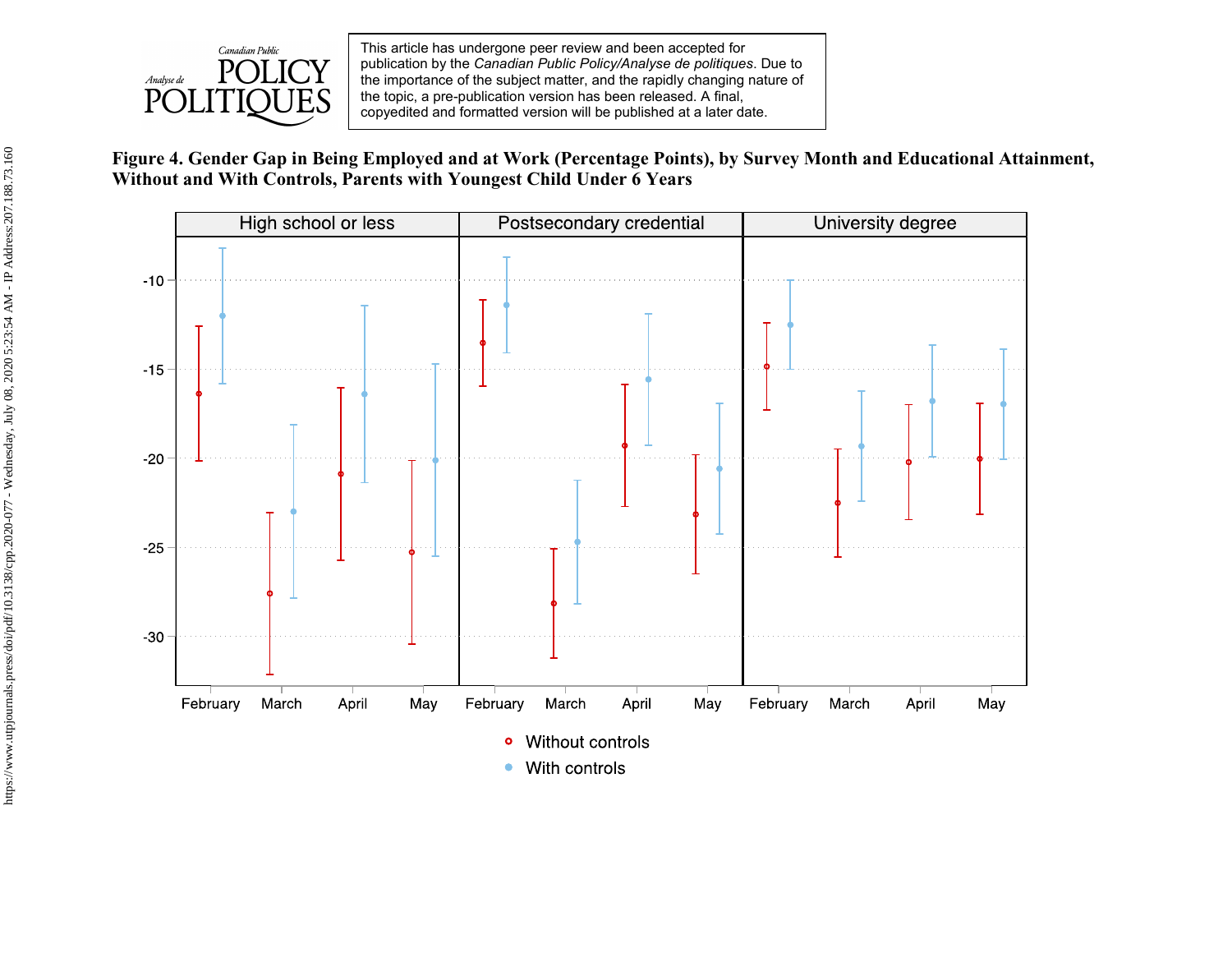**Figure 4. Gender Gap in Being Employed and at Work (Percentage Points), by Survey Month and Educational Attainment, Without and With Controls, Parents with Youngest Child Under 6 Years**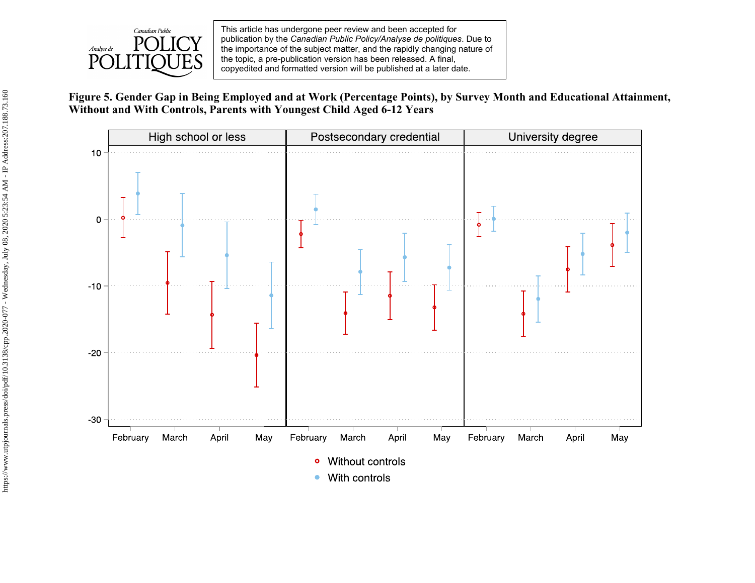**Figure 5. Gender Gap in Being Employed and at Work (Percentage Points), by Survey Month and Educational Attainment, Without and With Controls, Parents with Youngest Child Aged 6-12 Years**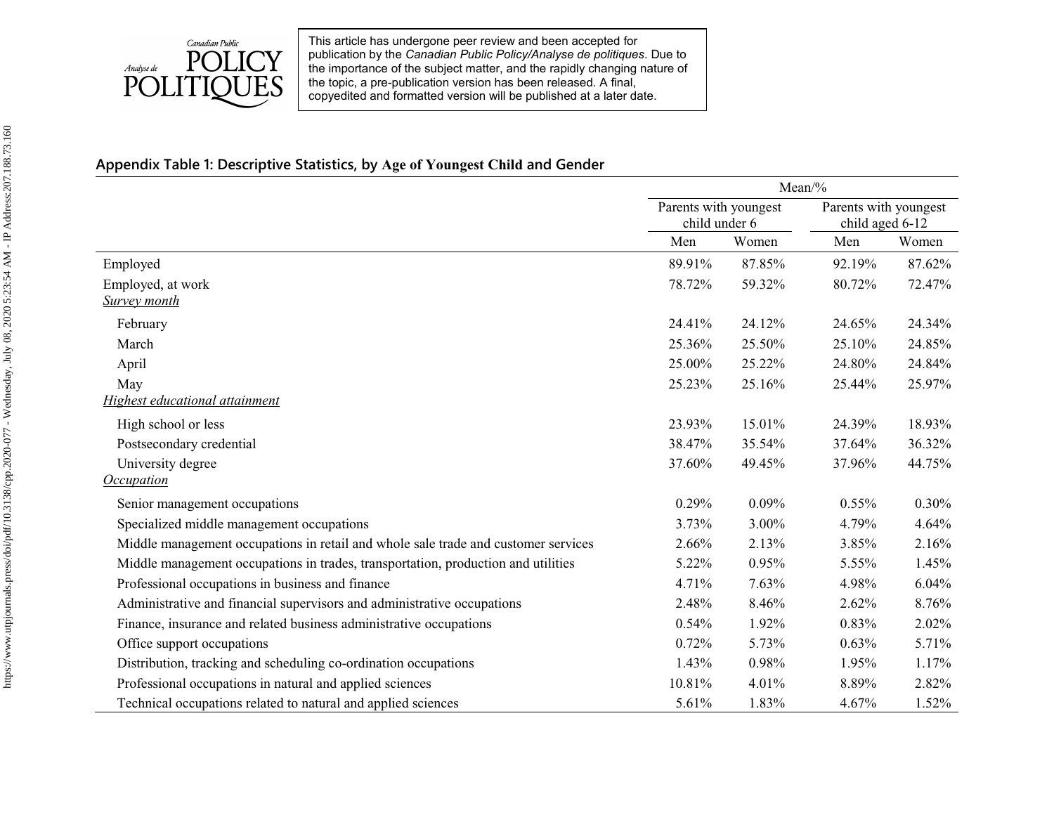## Appendix Table 1: Descriptive Statistics, by Age of Youngest Child and Gender

| | Mean/% | | | |
|---|---|---|---|---|
| | Parents with youngest child under 6 | | Parents with youngest child aged 6-12 | |
| | Men | Women | Men | Women |
| Employed | 89.91% | 87.85% | 92.19% | 87.62% |
| Employed, at work | 78.72% | 59.32% | 80.72% | 72.47% |
| *Survey month* | | | | |
| February | 24.41% | 24.12% | 24.65% | 24.34% |
| March | 25.36% | 25.50% | 25.10% | 24.85% |
| April | 25.00% | 25.22% | 24.80% | 24.84% |
| May | 25.23% | 25.16% | 25.44% | 25.97% |
| *Highest educational attainment* | | | | |
| High school or less | 23.93% | 15.01% | 24.39% | 18.93% |
| Postsecondary credential | 38.47% | 35.54% | 37.64% | 36.32% |
| University degree | 37.60% | 49.45% | 37.96% | 44.75% |
| *Occupation* | | | | |
| Senior management occupations | 0.29% | 0.09% | 0.55% | 0.30% |
| Specialized middle management occupations | 3.73% | 3.00% | 4.79% | 4.64% |
| Middle management occupations in retail and whole sale trade and customer services | 2.66% | 2.13% | 3.85% | 2.16% |
| Middle management occupations in trades, transportation, production and utilities | 5.22% | 0.95% | 5.55% | 1.45% |
| Professional occupations in business and finance | 4.71% | 7.63% | 4.98% | 6.04% |
| Administrative and financial supervisors and administrative occupations | 2.48% | 8.46% | 2.62% | 8.76% |
| Finance, insurance and related business administrative occupations | 0.54% | 1.92% | 0.83% | 2.02% |
| Office support occupations | 0.72% | 5.73% | 0.63% | 5.71% |
| Distribution, tracking and scheduling co-ordination occupations | 1.43% | 0.98% | 1.95% | 1.17% |
| Professional occupations in natural and applied sciences | 10.81% | 4.01% | 8.89% | 2.82% |
| Technical occupations related to natural and applied sciences | 5.61% | 1.83% | 4.67% | 1.52% |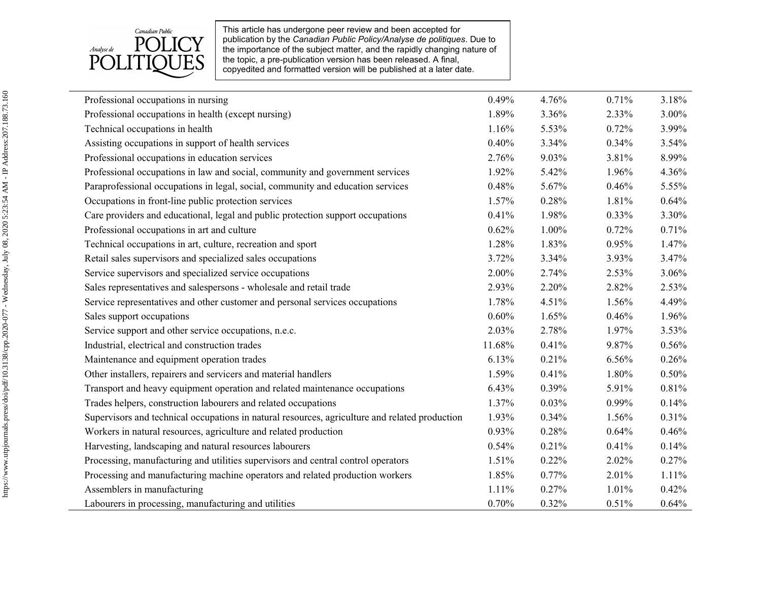| | | | | |
|---|---|---|---|---|
| Professional occupations in nursing | 0.49% | 4.76% | 0.71% | 3.18% |
| Professional occupations in health (except nursing) | 1.89% | 3.36% | 2.33% | 3.00% |
| Technical occupations in health | 1.16% | 5.53% | 0.72% | 3.99% |
| Assisting occupations in support of health services | 0.40% | 3.34% | 0.34% | 3.54% |
| Professional occupations in education services | 2.76% | 9.03% | 3.81% | 8.99% |
| Professional occupations in law and social, community and government services | 1.92% | 5.42% | 1.96% | 4.36% |
| Paraprofessional occupations in legal, social, community and education services | 0.48% | 5.67% | 0.46% | 5.55% |
| Occupations in front-line public protection services | 1.57% | 0.28% | 1.81% | 0.64% |
| Care providers and educational, legal and public protection support occupations | 0.41% | 1.98% | 0.33% | 3.30% |
| Professional occupations in art and culture | 0.62% | 1.00% | 0.72% | 0.71% |
| Technical occupations in art, culture, recreation and sport | 1.28% | 1.83% | 0.95% | 1.47% |
| Retail sales supervisors and specialized sales occupations | 3.72% | 3.34% | 3.93% | 3.47% |
| Service supervisors and specialized service occupations | 2.00% | 2.74% | 2.53% | 3.06% |
| Sales representatives and salespersons - wholesale and retail trade | 2.93% | 2.20% | 2.82% | 2.53% |
| Service representatives and other customer and personal services occupations | 1.78% | 4.51% | 1.56% | 4.49% |
| Sales support occupations | 0.60% | 1.65% | 0.46% | 1.96% |
| Service support and other service occupations, n.e.c. | 2.03% | 2.78% | 1.97% | 3.53% |
| Industrial, electrical and construction trades | 11.68% | 0.41% | 9.87% | 0.56% |
| Maintenance and equipment operation trades | 6.13% | 0.21% | 6.56% | 0.26% |
| Other installers, repairers and servicers and material handlers | 1.59% | 0.41% | 1.80% | 0.50% |
| Transport and heavy equipment operation and related maintenance occupations | 6.43% | 0.39% | 5.91% | 0.81% |
| Trades helpers, construction labourers and related occupations | 1.37% | 0.03% | 0.99% | 0.14% |
| Supervisors and technical occupations in natural resources, agriculture and related production | 1.93% | 0.34% | 1.56% | 0.31% |
| Workers in natural resources, agriculture and related production | 0.93% | 0.28% | 0.64% | 0.46% |
| Harvesting, landscaping and natural resources labourers | 0.54% | 0.21% | 0.41% | 0.14% |
| Processing, manufacturing and utilities supervisors and central control operators | 1.51% | 0.22% | 2.02% | 0.27% |
| Processing and manufacturing machine operators and related production workers | 1.85% | 0.77% | 2.01% | 1.11% |
| Assemblers in manufacturing | 1.11% | 0.27% | 1.01% | 0.42% |
| Labourers in processing, manufacturing and utilities | 0.70% | 0.32% | 0.51% | 0.64% |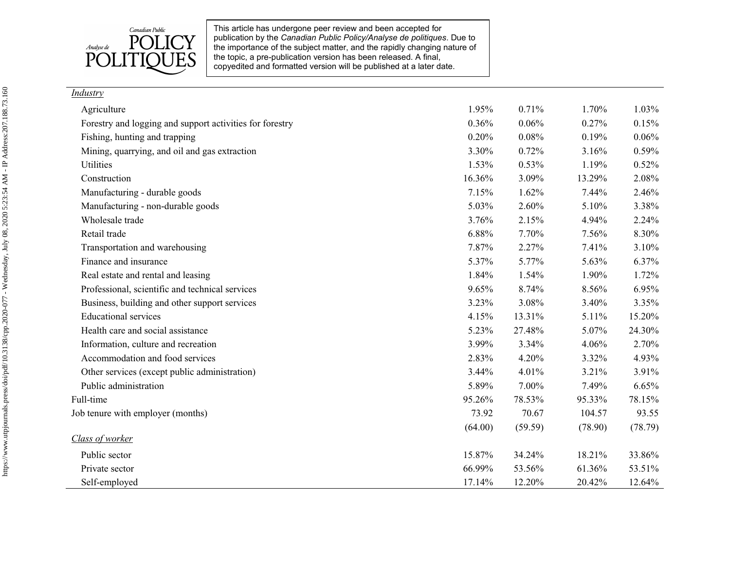| | | | | |
|---|---|---|---|---|
| *Industry* | | | | |
| Agriculture | 1.95% | 0.71% | 1.70% | 1.03% |
| Forestry and logging and support activities for forestry | 0.36% | 0.06% | 0.27% | 0.15% |
| Fishing, hunting and trapping | 0.20% | 0.08% | 0.19% | 0.06% |
| Mining, quarrying, and oil and gas extraction | 3.30% | 0.72% | 3.16% | 0.59% |
| Utilities | 1.53% | 0.53% | 1.19% | 0.52% |
| Construction | 16.36% | 3.09% | 13.29% | 2.08% |
| Manufacturing - durable goods | 7.15% | 1.62% | 7.44% | 2.46% |
| Manufacturing - non-durable goods | 5.03% | 2.60% | 5.10% | 3.38% |
| Wholesale trade | 3.76% | 2.15% | 4.94% | 2.24% |
| Retail trade | 6.88% | 7.70% | 7.56% | 8.30% |
| Transportation and warehousing | 7.87% | 2.27% | 7.41% | 3.10% |
| Finance and insurance | 5.37% | 5.77% | 5.63% | 6.37% |
| Real estate and rental and leasing | 1.84% | 1.54% | 1.90% | 1.72% |
| Professional, scientific and technical services | 9.65% | 8.74% | 8.56% | 6.95% |
| Business, building and other support services | 3.23% | 3.08% | 3.40% | 3.35% |
| Educational services | 4.15% | 13.31% | 5.11% | 15.20% |
| Health care and social assistance | 5.23% | 27.48% | 5.07% | 24.30% |
| Information, culture and recreation | 3.99% | 3.34% | 4.06% | 2.70% |
| Accommodation and food services | 2.83% | 4.20% | 3.32% | 4.93% |
| Other services (except public administration) | 3.44% | 4.01% | 3.21% | 3.91% |
| Public administration | 5.89% | 7.00% | 7.49% | 6.65% |
| Full-time | 95.26% | 78.53% | 95.33% | 78.15% |
| Job tenure with employer (months) | 73.92 | 70.67 | 104.57 | 93.55 |
| | (64.00) | (59.59) | (78.90) | (78.79) |
| *Class of worker* | | | | |
| Public sector | 15.87% | 34.24% | 18.21% | 33.86% |
| Private sector | 66.99% | 53.56% | 61.36% | 53.51% |
| Self-employed | 17.14% | 12.20% | 20.42% | 12.64% |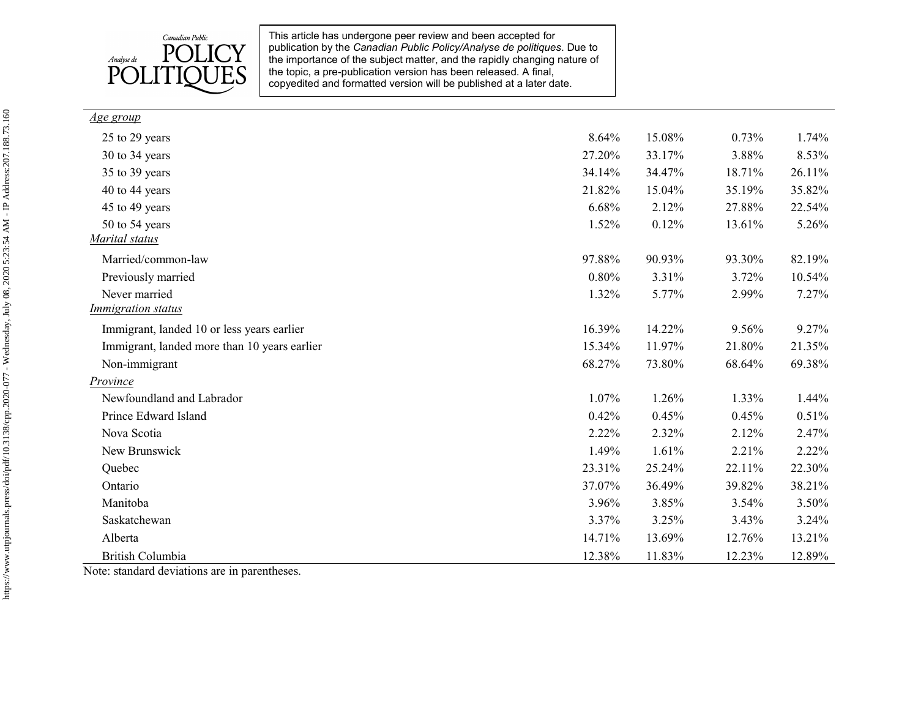| | | | | |
|---|---|---|---|---|
| *Age group* | | | | |
| 25 to 29 years | 8.64% | 15.08% | 0.73% | 1.74% |
| 30 to 34 years | 27.20% | 33.17% | 3.88% | 8.53% |
| 35 to 39 years | 34.14% | 34.47% | 18.71% | 26.11% |
| 40 to 44 years | 21.82% | 15.04% | 35.19% | 35.82% |
| 45 to 49 years | 6.68% | 2.12% | 27.88% | 22.54% |
| 50 to 54 years | 1.52% | 0.12% | 13.61% | 5.26% |
| *Marital status* | | | | |
| Married/common-law | 97.88% | 90.93% | 93.30% | 82.19% |
| Previously married | 0.80% | 3.31% | 3.72% | 10.54% |
| Never married | 1.32% | 5.77% | 2.99% | 7.27% |
| *Immigration status* | | | | |
| Immigrant, landed 10 or less years earlier | 16.39% | 14.22% | 9.56% | 9.27% |
| Immigrant, landed more than 10 years earlier | 15.34% | 11.97% | 21.80% | 21.35% |
| Non-immigrant | 68.27% | 73.80% | 68.64% | 69.38% |
| *Province* | | | | |
| Newfoundland and Labrador | 1.07% | 1.26% | 1.33% | 1.44% |
| Prince Edward Island | 0.42% | 0.45% | 0.45% | 0.51% |
| Nova Scotia | 2.22% | 2.32% | 2.12% | 2.47% |
| New Brunswick | 1.49% | 1.61% | 2.21% | 2.22% |
| Quebec | 23.31% | 25.24% | 22.11% | 22.30% |
| Ontario | 37.07% | 36.49% | 39.82% | 38.21% |
| Manitoba | 3.96% | 3.85% | 3.54% | 3.50% |
| Saskatchewan | 3.37% | 3.25% | 3.43% | 3.24% |
| Alberta | 14.71% | 13.69% | 12.76% | 13.21% |
| British Columbia | 12.38% | 11.83% | 12.23% | 12.89% |

Note: standard deviations are in parentheses.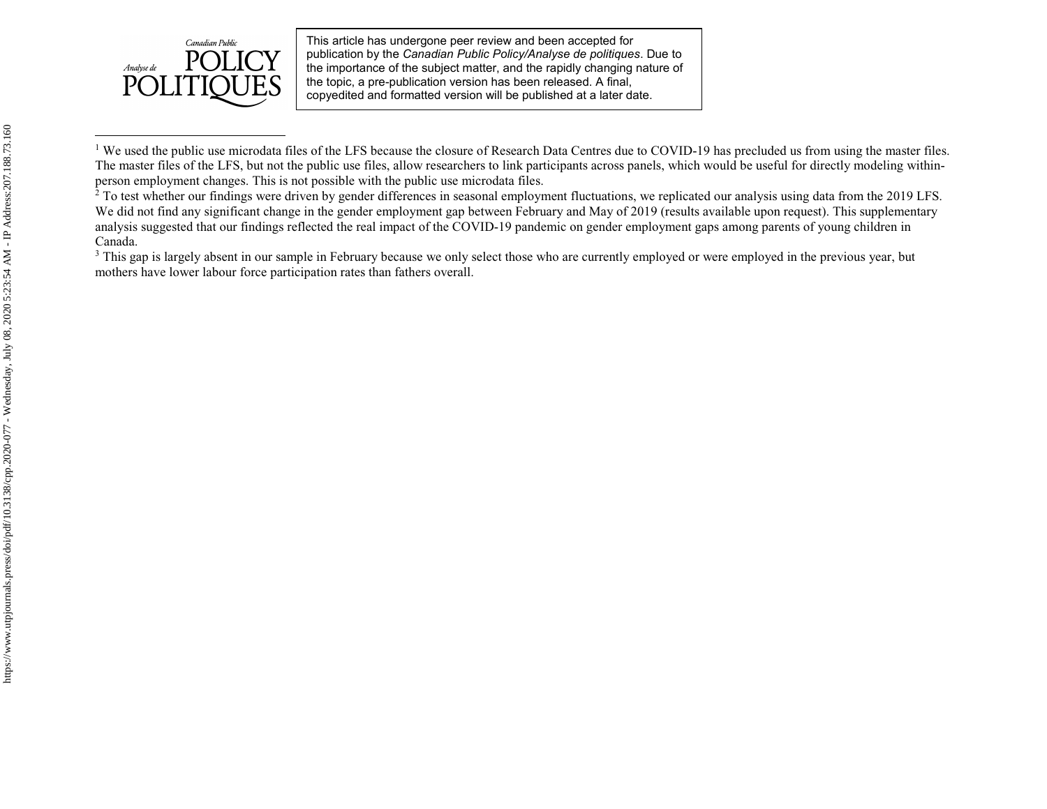[1] We used the public use microdata files of the LFS because the closure of Research Data Centres due to COVID-19 has precluded us from using the master files. The master files of the LFS, but not the public use files, allow researchers to link participants across panels, which would be useful for directly modeling within-person employment changes. This is not possible with the public use microdata files.

[2] To test whether our findings were driven by gender differences in seasonal employment fluctuations, we replicated our analysis using data from the 2019 LFS. We did not find any significant change in the gender employment gap between February and May of 2019 (results available upon request). This supplementary analysis suggested that our findings reflected the real impact of the COVID-19 pandemic on gender employment gaps among parents of young children in Canada.

[3] This gap is largely absent in our sample in February because we only select those who are currently employed or were employed in the previous year, but mothers have lower labour force participation rates than fathers overall.